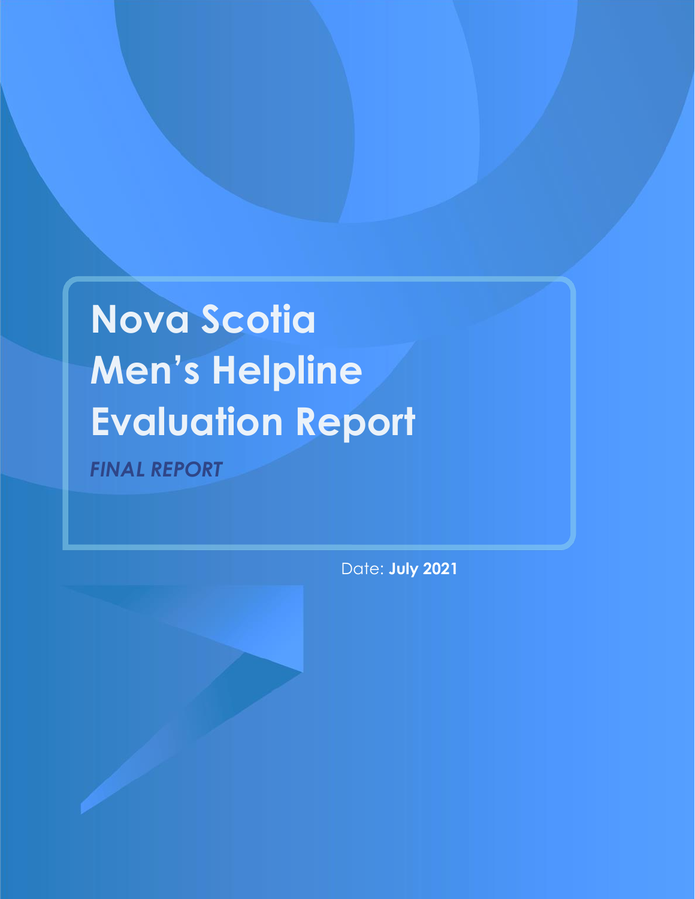# Nova Scotia Men's Helpline Evaluation Report

***FINAL REPORT***

Date: **July 2021**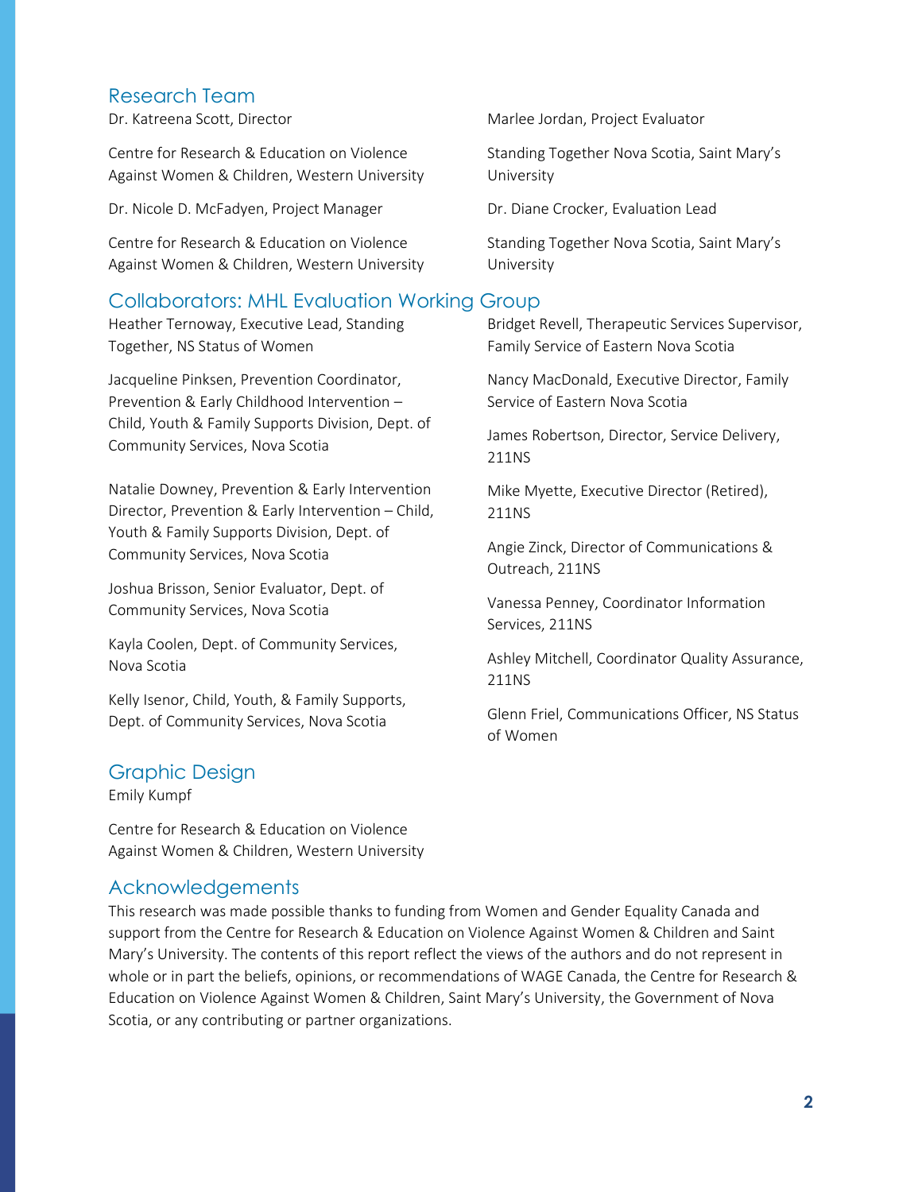## Research Team

Dr. Katreena Scott, Director

Centre for Research & Education on Violence Against Women & Children, Western University

Dr. Nicole D. McFadyen, Project Manager

Centre for Research & Education on Violence Against Women & Children, Western University

Marlee Jordan, Project Evaluator

Standing Together Nova Scotia, Saint Mary's University

Dr. Diane Crocker, Evaluation Lead

Standing Together Nova Scotia, Saint Mary's University

## Collaborators: MHL Evaluation Working Group

Heather Ternoway, Executive Lead, Standing Together, NS Status of Women

Jacqueline Pinksen, Prevention Coordinator, Prevention & Early Childhood Intervention – Child, Youth & Family Supports Division, Dept. of Community Services, Nova Scotia

Natalie Downey, Prevention & Early Intervention Director, Prevention & Early Intervention – Child, Youth & Family Supports Division, Dept. of Community Services, Nova Scotia

Joshua Brisson, Senior Evaluator, Dept. of Community Services, Nova Scotia

Kayla Coolen, Dept. of Community Services, Nova Scotia

Kelly Isenor, Child, Youth, & Family Supports, Dept. of Community Services, Nova Scotia

Bridget Revell, Therapeutic Services Supervisor, Family Service of Eastern Nova Scotia

Nancy MacDonald, Executive Director, Family Service of Eastern Nova Scotia

James Robertson, Director, Service Delivery, 211NS

Mike Myette, Executive Director (Retired), 211NS

Angie Zinck, Director of Communications & Outreach, 211NS

Vanessa Penney, Coordinator Information Services, 211NS

Ashley Mitchell, Coordinator Quality Assurance, 211NS

Glenn Friel, Communications Officer, NS Status of Women

## Graphic Design

Emily Kumpf

Centre for Research & Education on Violence Against Women & Children, Western University

## Acknowledgements

This research was made possible thanks to funding from Women and Gender Equality Canada and support from the Centre for Research & Education on Violence Against Women & Children and Saint Mary's University. The contents of this report reflect the views of the authors and do not represent in whole or in part the beliefs, opinions, or recommendations of WAGE Canada, the Centre for Research & Education on Violence Against Women & Children, Saint Mary's University, the Government of Nova Scotia, or any contributing or partner organizations.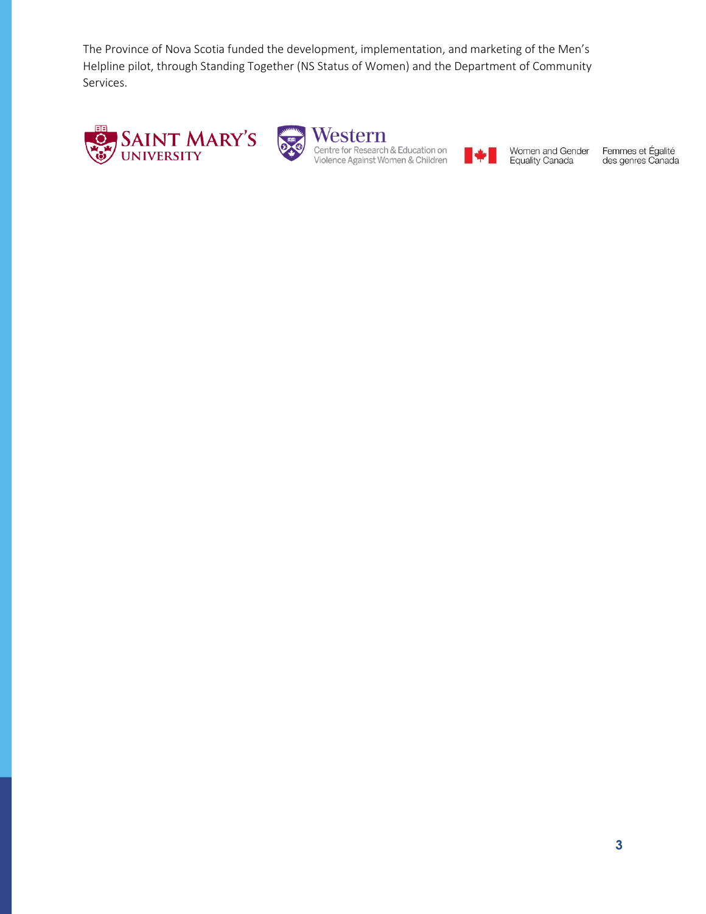The Province of Nova Scotia funded the development, implementation, and marketing of the Men's Helpline pilot, through Standing Together (NS Status of Women) and the Department of Community Services.

Saint Mary's University

Western Centre for Research & Education on Violence Against Women & Children

Women and Gender Equality Canada | Femmes et Égalité des genres Canada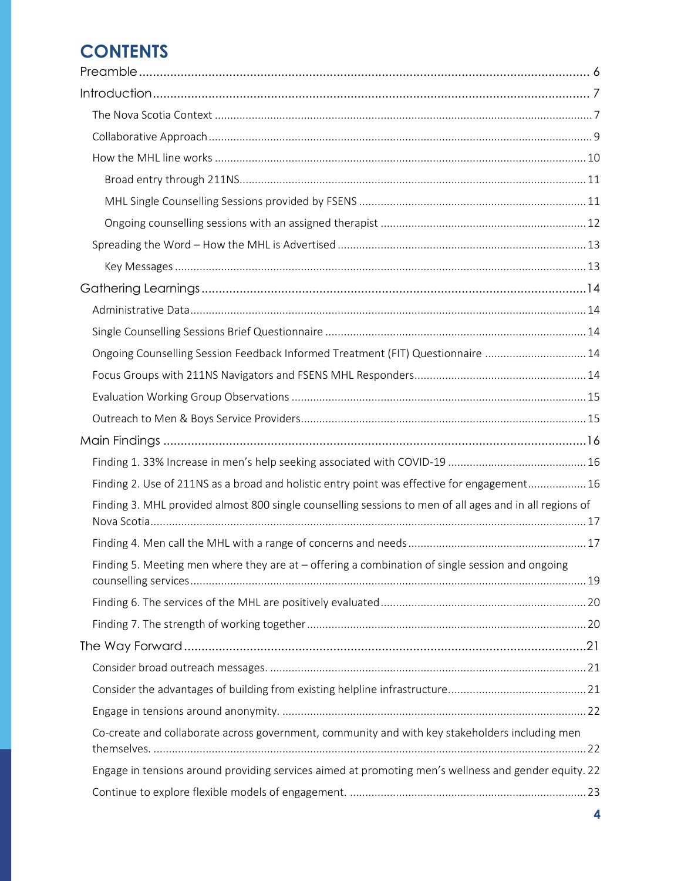# CONTENTS

Preamble ........................................................................................................................ 6

Introduction ..................................................................................................................... 7

- The Nova Scotia Context ............................................................................................ 7
- Collaborative Approach ............................................................................................... 9
- How the MHL line works ........................................................................................... 10
  - Broad entry through 211NS ................................................................................... 11
  - MHL Single Counselling Sessions provided by FSENS ............................................ 11
  - Ongoing counselling sessions with an assigned therapist ..................................... 12
- Spreading the Word – How the MHL is Advertised ................................................... 13
  - Key Messages ........................................................................................................ 13

Gathering Learnings ...................................................................................................... 14

- Administrative Data ................................................................................................... 14
- Single Counselling Sessions Brief Questionnaire ....................................................... 14
- Ongoing Counselling Session Feedback Informed Treatment (FIT) Questionnaire ..... 14
- Focus Groups with 211NS Navigators and FSENS MHL Responders ........................... 14
- Evaluation Working Group Observations ................................................................... 15
- Outreach to Men & Boys Service Providers ................................................................ 15

Main Findings ................................................................................................................ 16

- Finding 1. 33% Increase in men's help seeking associated with COVID-19 ................ 16
- Finding 2. Use of 211NS as a broad and holistic entry point was effective for engagement ........ 16
- Finding 3. MHL provided almost 800 single counselling sessions to men of all ages and in all regions of Nova Scotia ........ 17
- Finding 4. Men call the MHL with a range of concerns and needs ............................. 17
- Finding 5. Meeting men where they are at – offering a combination of single session and ongoing counselling services ........ 19
- Finding 6. The services of the MHL are positively evaluated ...................................... 20
- Finding 7. The strength of working together ............................................................. 20

The Way Forward ........................................................................................................... 21

- Consider broad outreach messages. .......................................................................... 21
- Consider the advantages of building from existing helpline infrastructure ................. 21
- Engage in tensions around anonymity. ...................................................................... 22
- Co-create and collaborate across government, community and with key stakeholders including men themselves. ........ 22
- Engage in tensions around providing services aimed at promoting men's wellness and gender equity. 22
- Continue to explore flexible models of engagement. ................................................ 23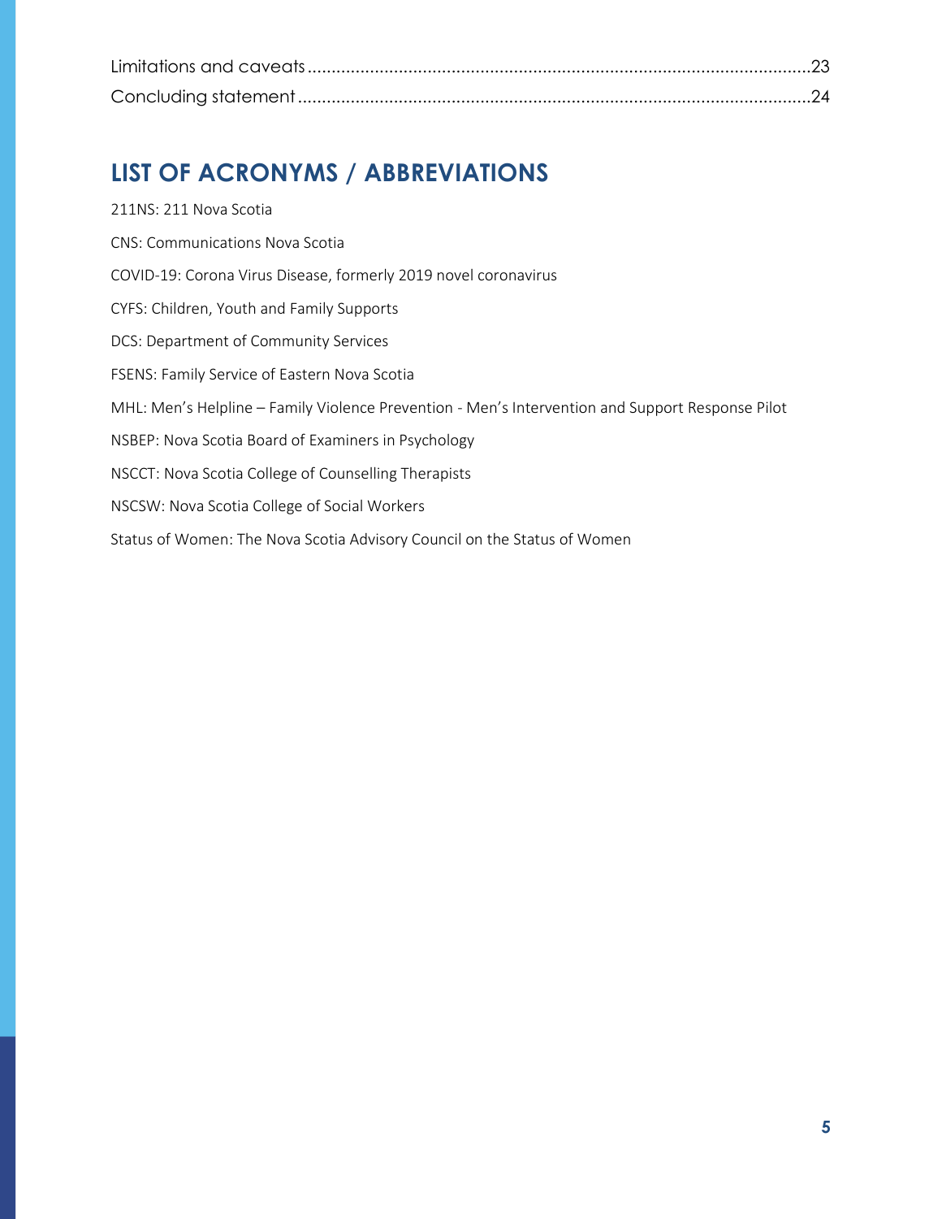Limitations and caveats.......................................................................................................23

Concluding statement..........................................................................................................24

## LIST OF ACRONYMS / ABBREVIATIONS

211NS: 211 Nova Scotia

CNS: Communications Nova Scotia

COVID-19: Corona Virus Disease, formerly 2019 novel coronavirus

CYFS: Children, Youth and Family Supports

DCS: Department of Community Services

FSENS: Family Service of Eastern Nova Scotia

MHL: Men's Helpline – Family Violence Prevention - Men's Intervention and Support Response Pilot

NSBEP: Nova Scotia Board of Examiners in Psychology

NSCCT: Nova Scotia College of Counselling Therapists

NSCSW: Nova Scotia College of Social Workers

Status of Women: The Nova Scotia Advisory Council on the Status of Women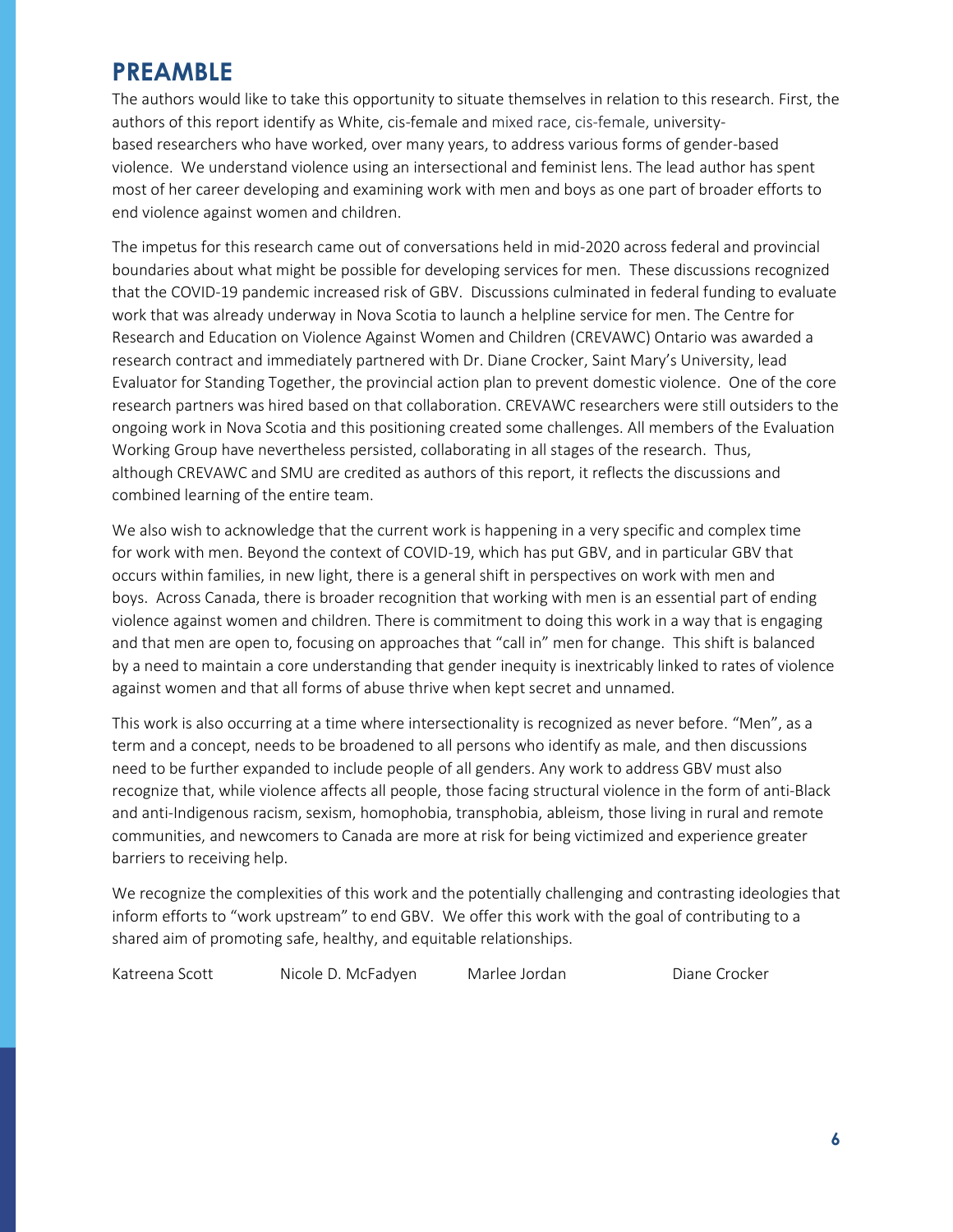# PREAMBLE

The authors would like to take this opportunity to situate themselves in relation to this research. First, the authors of this report identify as White, cis-female and mixed race, cis-female, university-based researchers who have worked, over many years, to address various forms of gender-based violence. We understand violence using an intersectional and feminist lens. The lead author has spent most of her career developing and examining work with men and boys as one part of broader efforts to end violence against women and children.

The impetus for this research came out of conversations held in mid-2020 across federal and provincial boundaries about what might be possible for developing services for men. These discussions recognized that the COVID-19 pandemic increased risk of GBV. Discussions culminated in federal funding to evaluate work that was already underway in Nova Scotia to launch a helpline service for men. The Centre for Research and Education on Violence Against Women and Children (CREVAWC) Ontario was awarded a research contract and immediately partnered with Dr. Diane Crocker, Saint Mary's University, lead Evaluator for Standing Together, the provincial action plan to prevent domestic violence. One of the core research partners was hired based on that collaboration. CREVAWC researchers were still outsiders to the ongoing work in Nova Scotia and this positioning created some challenges. All members of the Evaluation Working Group have nevertheless persisted, collaborating in all stages of the research. Thus, although CREVAWC and SMU are credited as authors of this report, it reflects the discussions and combined learning of the entire team.

We also wish to acknowledge that the current work is happening in a very specific and complex time for work with men. Beyond the context of COVID-19, which has put GBV, and in particular GBV that occurs within families, in new light, there is a general shift in perspectives on work with men and boys. Across Canada, there is broader recognition that working with men is an essential part of ending violence against women and children. There is commitment to doing this work in a way that is engaging and that men are open to, focusing on approaches that "call in" men for change. This shift is balanced by a need to maintain a core understanding that gender inequity is inextricably linked to rates of violence against women and that all forms of abuse thrive when kept secret and unnamed.

This work is also occurring at a time where intersectionality is recognized as never before. "Men", as a term and a concept, needs to be broadened to all persons who identify as male, and then discussions need to be further expanded to include people of all genders. Any work to address GBV must also recognize that, while violence affects all people, those facing structural violence in the form of anti-Black and anti-Indigenous racism, sexism, homophobia, transphobia, ableism, those living in rural and remote communities, and newcomers to Canada are more at risk for being victimized and experience greater barriers to receiving help.

We recognize the complexities of this work and the potentially challenging and contrasting ideologies that inform efforts to "work upstream" to end GBV. We offer this work with the goal of contributing to a shared aim of promoting safe, healthy, and equitable relationships.

Katreena Scott        Nicole D. McFadyen        Marlee Jordan        Diane Crocker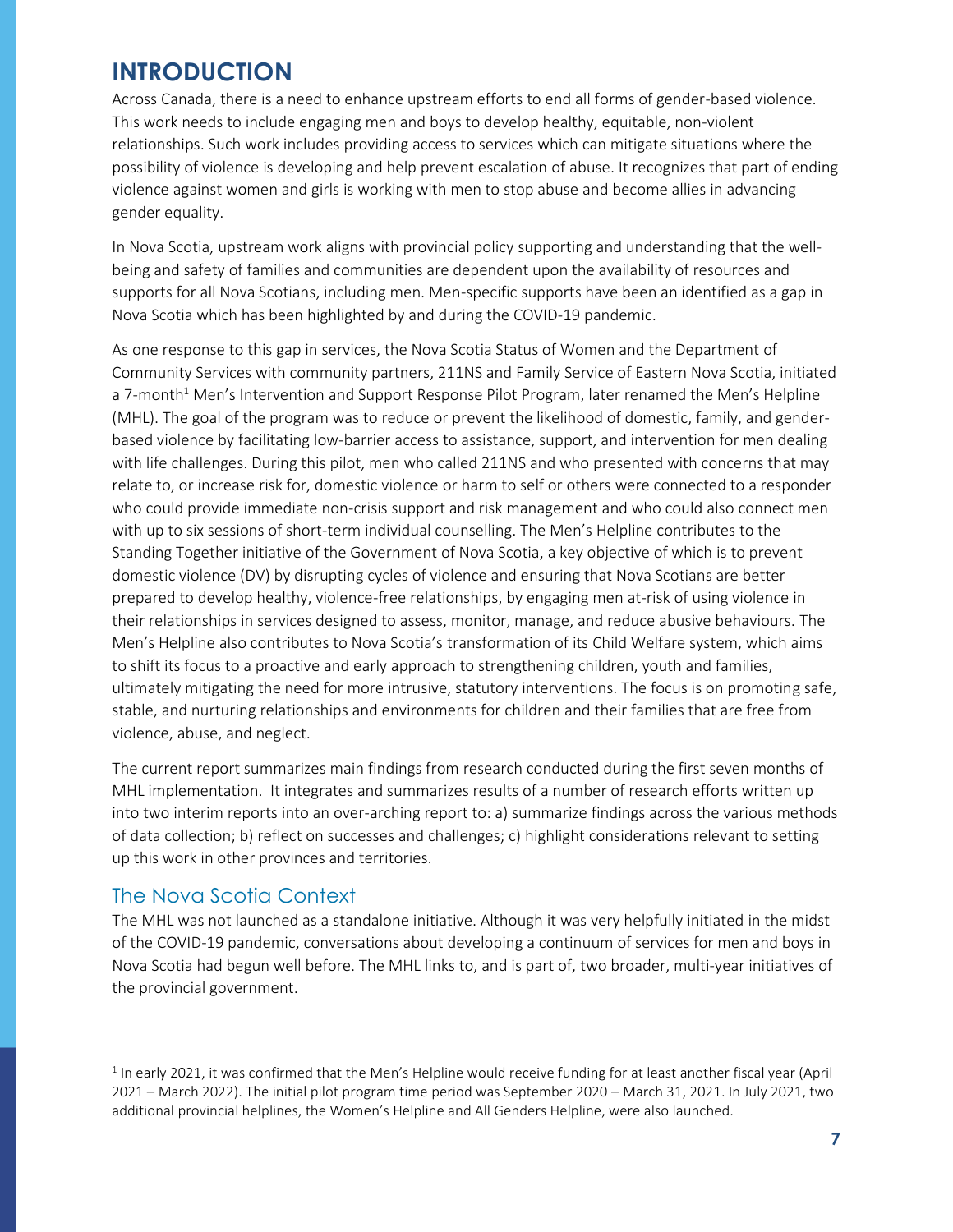# INTRODUCTION

Across Canada, there is a need to enhance upstream efforts to end all forms of gender-based violence. This work needs to include engaging men and boys to develop healthy, equitable, non-violent relationships. Such work includes providing access to services which can mitigate situations where the possibility of violence is developing and help prevent escalation of abuse. It recognizes that part of ending violence against women and girls is working with men to stop abuse and become allies in advancing gender equality.

In Nova Scotia, upstream work aligns with provincial policy supporting and understanding that the well-being and safety of families and communities are dependent upon the availability of resources and supports for all Nova Scotians, including men. Men-specific supports have been an identified as a gap in Nova Scotia which has been highlighted by and during the COVID-19 pandemic.

As one response to this gap in services, the Nova Scotia Status of Women and the Department of Community Services with community partners, 211NS and Family Service of Eastern Nova Scotia, initiated a 7-month[1] Men's Intervention and Support Response Pilot Program, later renamed the Men's Helpline (MHL). The goal of the program was to reduce or prevent the likelihood of domestic, family, and gender-based violence by facilitating low-barrier access to assistance, support, and intervention for men dealing with life challenges. During this pilot, men who called 211NS and who presented with concerns that may relate to, or increase risk for, domestic violence or harm to self or others were connected to a responder who could provide immediate non-crisis support and risk management and who could also connect men with up to six sessions of short-term individual counselling. The Men's Helpline contributes to the Standing Together initiative of the Government of Nova Scotia, a key objective of which is to prevent domestic violence (DV) by disrupting cycles of violence and ensuring that Nova Scotians are better prepared to develop healthy, violence-free relationships, by engaging men at-risk of using violence in their relationships in services designed to assess, monitor, manage, and reduce abusive behaviours. The Men's Helpline also contributes to Nova Scotia's transformation of its Child Welfare system, which aims to shift its focus to a proactive and early approach to strengthening children, youth and families, ultimately mitigating the need for more intrusive, statutory interventions. The focus is on promoting safe, stable, and nurturing relationships and environments for children and their families that are free from violence, abuse, and neglect.

The current report summarizes main findings from research conducted during the first seven months of MHL implementation. It integrates and summarizes results of a number of research efforts written up into two interim reports into an over-arching report to: a) summarize findings across the various methods of data collection; b) reflect on successes and challenges; c) highlight considerations relevant to setting up this work in other provinces and territories.

## The Nova Scotia Context

The MHL was not launched as a standalone initiative. Although it was very helpfully initiated in the midst of the COVID-19 pandemic, conversations about developing a continuum of services for men and boys in Nova Scotia had begun well before. The MHL links to, and is part of, two broader, multi-year initiatives of the provincial government.

[1] In early 2021, it was confirmed that the Men's Helpline would receive funding for at least another fiscal year (April 2021 – March 2022). The initial pilot program time period was September 2020 – March 31, 2021. In July 2021, two additional provincial helplines, the Women's Helpline and All Genders Helpline, were also launched.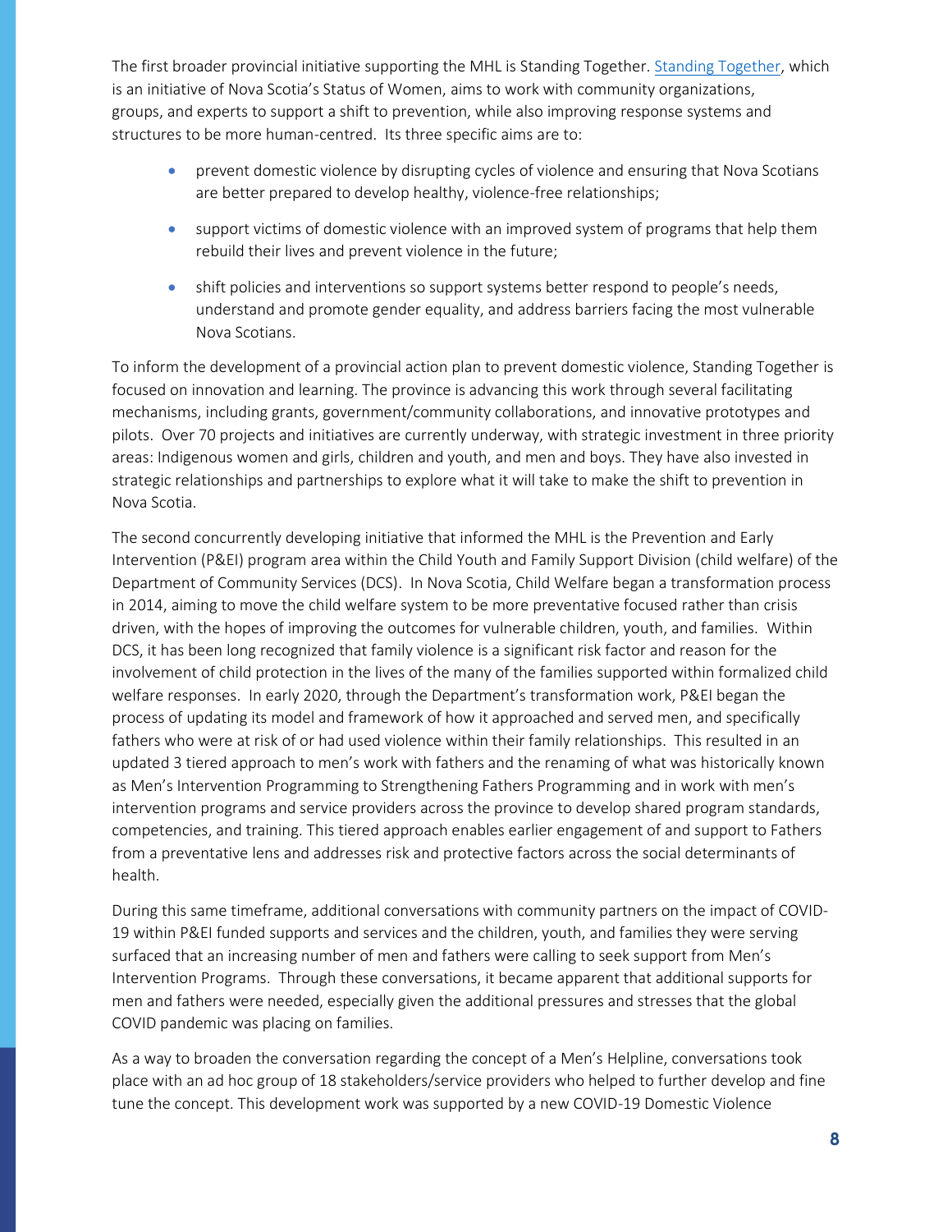The first broader provincial initiative supporting the MHL is Standing Together. Standing Together, which is an initiative of Nova Scotia's Status of Women, aims to work with community organizations, groups, and experts to support a shift to prevention, while also improving response systems and structures to be more human-centred. Its three specific aims are to:

- prevent domestic violence by disrupting cycles of violence and ensuring that Nova Scotians are better prepared to develop healthy, violence-free relationships;
- support victims of domestic violence with an improved system of programs that help them rebuild their lives and prevent violence in the future;
- shift policies and interventions so support systems better respond to people's needs, understand and promote gender equality, and address barriers facing the most vulnerable Nova Scotians.

To inform the development of a provincial action plan to prevent domestic violence, Standing Together is focused on innovation and learning. The province is advancing this work through several facilitating mechanisms, including grants, government/community collaborations, and innovative prototypes and pilots. Over 70 projects and initiatives are currently underway, with strategic investment in three priority areas: Indigenous women and girls, children and youth, and men and boys. They have also invested in strategic relationships and partnerships to explore what it will take to make the shift to prevention in Nova Scotia.

The second concurrently developing initiative that informed the MHL is the Prevention and Early Intervention (P&EI) program area within the Child Youth and Family Support Division (child welfare) of the Department of Community Services (DCS). In Nova Scotia, Child Welfare began a transformation process in 2014, aiming to move the child welfare system to be more preventative focused rather than crisis driven, with the hopes of improving the outcomes for vulnerable children, youth, and families. Within DCS, it has been long recognized that family violence is a significant risk factor and reason for the involvement of child protection in the lives of the many of the families supported within formalized child welfare responses. In early 2020, through the Department's transformation work, P&EI began the process of updating its model and framework of how it approached and served men, and specifically fathers who were at risk of or had used violence within their family relationships. This resulted in an updated 3 tiered approach to men's work with fathers and the renaming of what was historically known as Men's Intervention Programming to Strengthening Fathers Programming and in work with men's intervention programs and service providers across the province to develop shared program standards, competencies, and training. This tiered approach enables earlier engagement of and support to Fathers from a preventative lens and addresses risk and protective factors across the social determinants of health.

During this same timeframe, additional conversations with community partners on the impact of COVID-19 within P&EI funded supports and services and the children, youth, and families they were serving surfaced that an increasing number of men and fathers were calling to seek support from Men's Intervention Programs. Through these conversations, it became apparent that additional supports for men and fathers were needed, especially given the additional pressures and stresses that the global COVID pandemic was placing on families.

As a way to broaden the conversation regarding the concept of a Men's Helpline, conversations took place with an ad hoc group of 18 stakeholders/service providers who helped to further develop and fine tune the concept. This development work was supported by a new COVID-19 Domestic Violence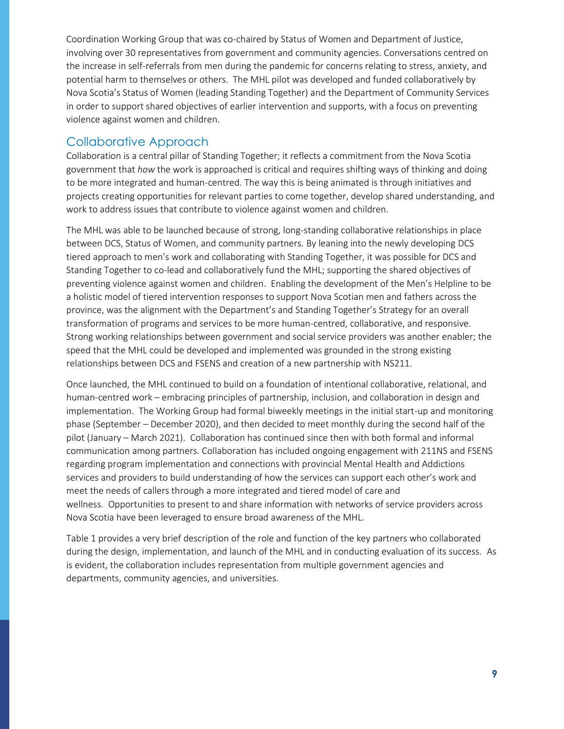Coordination Working Group that was co-chaired by Status of Women and Department of Justice, involving over 30 representatives from government and community agencies. Conversations centred on the increase in self-referrals from men during the pandemic for concerns relating to stress, anxiety, and potential harm to themselves or others. The MHL pilot was developed and funded collaboratively by Nova Scotia's Status of Women (leading Standing Together) and the Department of Community Services in order to support shared objectives of earlier intervention and supports, with a focus on preventing violence against women and children.

## Collaborative Approach

Collaboration is a central pillar of Standing Together; it reflects a commitment from the Nova Scotia government that *how* the work is approached is critical and requires shifting ways of thinking and doing to be more integrated and human-centred. The way this is being animated is through initiatives and projects creating opportunities for relevant parties to come together, develop shared understanding, and work to address issues that contribute to violence against women and children.

The MHL was able to be launched because of strong, long-standing collaborative relationships in place between DCS, Status of Women, and community partners. By leaning into the newly developing DCS tiered approach to men's work and collaborating with Standing Together, it was possible for DCS and Standing Together to co-lead and collaboratively fund the MHL; supporting the shared objectives of preventing violence against women and children. Enabling the development of the Men's Helpline to be a holistic model of tiered intervention responses to support Nova Scotian men and fathers across the province, was the alignment with the Department's and Standing Together's Strategy for an overall transformation of programs and services to be more human-centred, collaborative, and responsive. Strong working relationships between government and social service providers was another enabler; the speed that the MHL could be developed and implemented was grounded in the strong existing relationships between DCS and FSENS and creation of a new partnership with NS211.

Once launched, the MHL continued to build on a foundation of intentional collaborative, relational, and human-centred work – embracing principles of partnership, inclusion, and collaboration in design and implementation. The Working Group had formal biweekly meetings in the initial start-up and monitoring phase (September – December 2020), and then decided to meet monthly during the second half of the pilot (January – March 2021). Collaboration has continued since then with both formal and informal communication among partners. Collaboration has included ongoing engagement with 211NS and FSENS regarding program implementation and connections with provincial Mental Health and Addictions services and providers to build understanding of how the services can support each other's work and meet the needs of callers through a more integrated and tiered model of care and wellness. Opportunities to present to and share information with networks of service providers across Nova Scotia have been leveraged to ensure broad awareness of the MHL.

Table 1 provides a very brief description of the role and function of the key partners who collaborated during the design, implementation, and launch of the MHL and in conducting evaluation of its success. As is evident, the collaboration includes representation from multiple government agencies and departments, community agencies, and universities.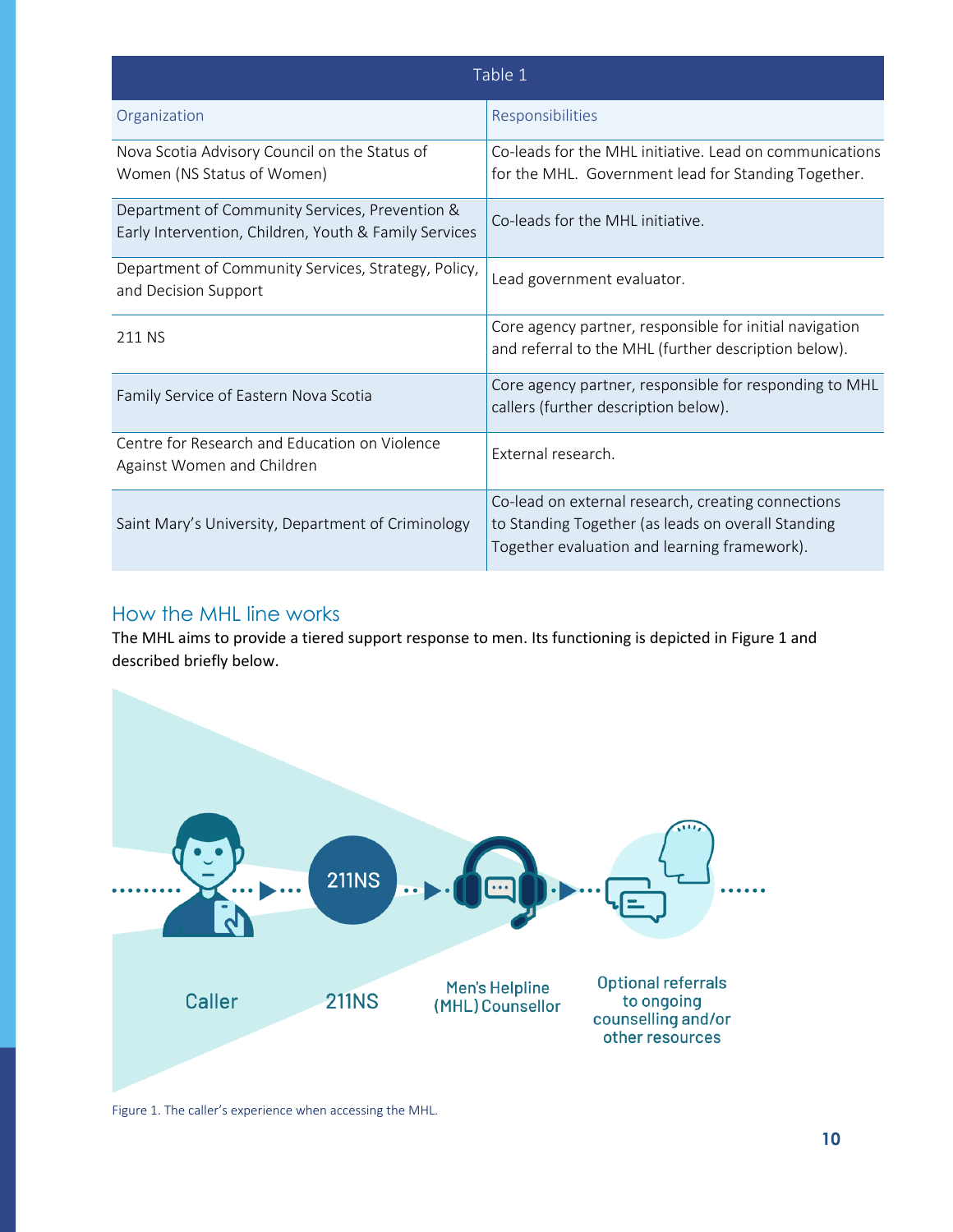| Table 1 | |
|---|---|
| Organization | Responsibilities |
| Nova Scotia Advisory Council on the Status of Women (NS Status of Women) | Co-leads for the MHL initiative. Lead on communications for the MHL. Government lead for Standing Together. |
| Department of Community Services, Prevention & Early Intervention, Children, Youth & Family Services | Co-leads for the MHL initiative. |
| Department of Community Services, Strategy, Policy, and Decision Support | Lead government evaluator. |
| 211 NS | Core agency partner, responsible for initial navigation and referral to the MHL (further description below). |
| Family Service of Eastern Nova Scotia | Core agency partner, responsible for responding to MHL callers (further description below). |
| Centre for Research and Education on Violence Against Women and Children | External research. |
| Saint Mary's University, Department of Criminology | Co-lead on external research, creating connections to Standing Together (as leads on overall Standing Together evaluation and learning framework). |

## How the MHL line works

The MHL aims to provide a tiered support response to men. Its functioning is depicted in Figure 1 and described briefly below.

Caller → 211NS → Men's Helpline (MHL) Counsellor → Optional referrals to ongoing counselling and/or other resources

Figure 1. The caller's experience when accessing the MHL.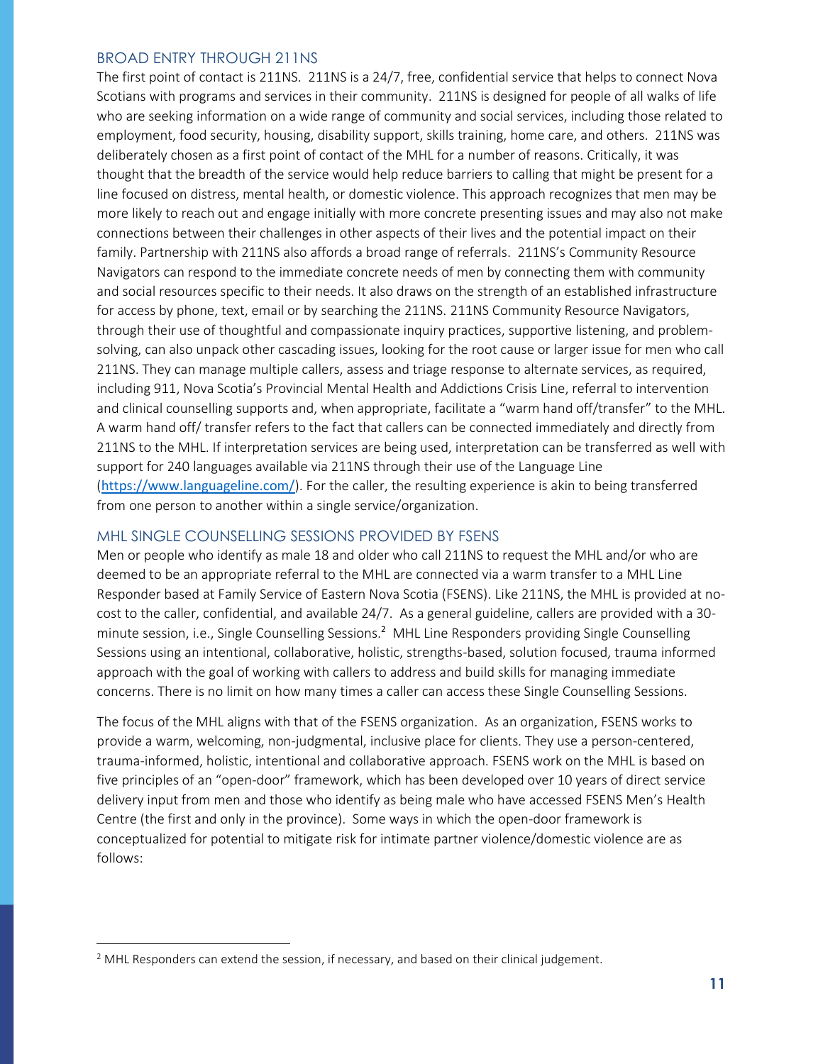## BROAD ENTRY THROUGH 211NS

The first point of contact is 211NS. 211NS is a 24/7, free, confidential service that helps to connect Nova Scotians with programs and services in their community. 211NS is designed for people of all walks of life who are seeking information on a wide range of community and social services, including those related to employment, food security, housing, disability support, skills training, home care, and others. 211NS was deliberately chosen as a first point of contact of the MHL for a number of reasons. Critically, it was thought that the breadth of the service would help reduce barriers to calling that might be present for a line focused on distress, mental health, or domestic violence. This approach recognizes that men may be more likely to reach out and engage initially with more concrete presenting issues and may also not make connections between their challenges in other aspects of their lives and the potential impact on their family. Partnership with 211NS also affords a broad range of referrals. 211NS's Community Resource Navigators can respond to the immediate concrete needs of men by connecting them with community and social resources specific to their needs. It also draws on the strength of an established infrastructure for access by phone, text, email or by searching the 211NS. 211NS Community Resource Navigators, through their use of thoughtful and compassionate inquiry practices, supportive listening, and problem-solving, can also unpack other cascading issues, looking for the root cause or larger issue for men who call 211NS. They can manage multiple callers, assess and triage response to alternate services, as required, including 911, Nova Scotia's Provincial Mental Health and Addictions Crisis Line, referral to intervention and clinical counselling supports and, when appropriate, facilitate a "warm hand off/transfer" to the MHL. A warm hand off/ transfer refers to the fact that callers can be connected immediately and directly from 211NS to the MHL. If interpretation services are being used, interpretation can be transferred as well with support for 240 languages available via 211NS through their use of the Language Line (https://www.languageline.com/). For the caller, the resulting experience is akin to being transferred from one person to another within a single service/organization.

## MHL SINGLE COUNSELLING SESSIONS PROVIDED BY FSENS

Men or people who identify as male 18 and older who call 211NS to request the MHL and/or who are deemed to be an appropriate referral to the MHL are connected via a warm transfer to a MHL Line Responder based at Family Service of Eastern Nova Scotia (FSENS). Like 211NS, the MHL is provided at no-cost to the caller, confidential, and available 24/7. As a general guideline, callers are provided with a 30-minute session, i.e., Single Counselling Sessions.[2] MHL Line Responders providing Single Counselling Sessions using an intentional, collaborative, holistic, strengths-based, solution focused, trauma informed approach with the goal of working with callers to address and build skills for managing immediate concerns. There is no limit on how many times a caller can access these Single Counselling Sessions.

The focus of the MHL aligns with that of the FSENS organization. As an organization, FSENS works to provide a warm, welcoming, non-judgmental, inclusive place for clients. They use a person-centered, trauma-informed, holistic, intentional and collaborative approach. FSENS work on the MHL is based on five principles of an "open-door" framework, which has been developed over 10 years of direct service delivery input from men and those who identify as being male who have accessed FSENS Men's Health Centre (the first and only in the province). Some ways in which the open-door framework is conceptualized for potential to mitigate risk for intimate partner violence/domestic violence are as follows:

---

[2] MHL Responders can extend the session, if necessary, and based on their clinical judgement.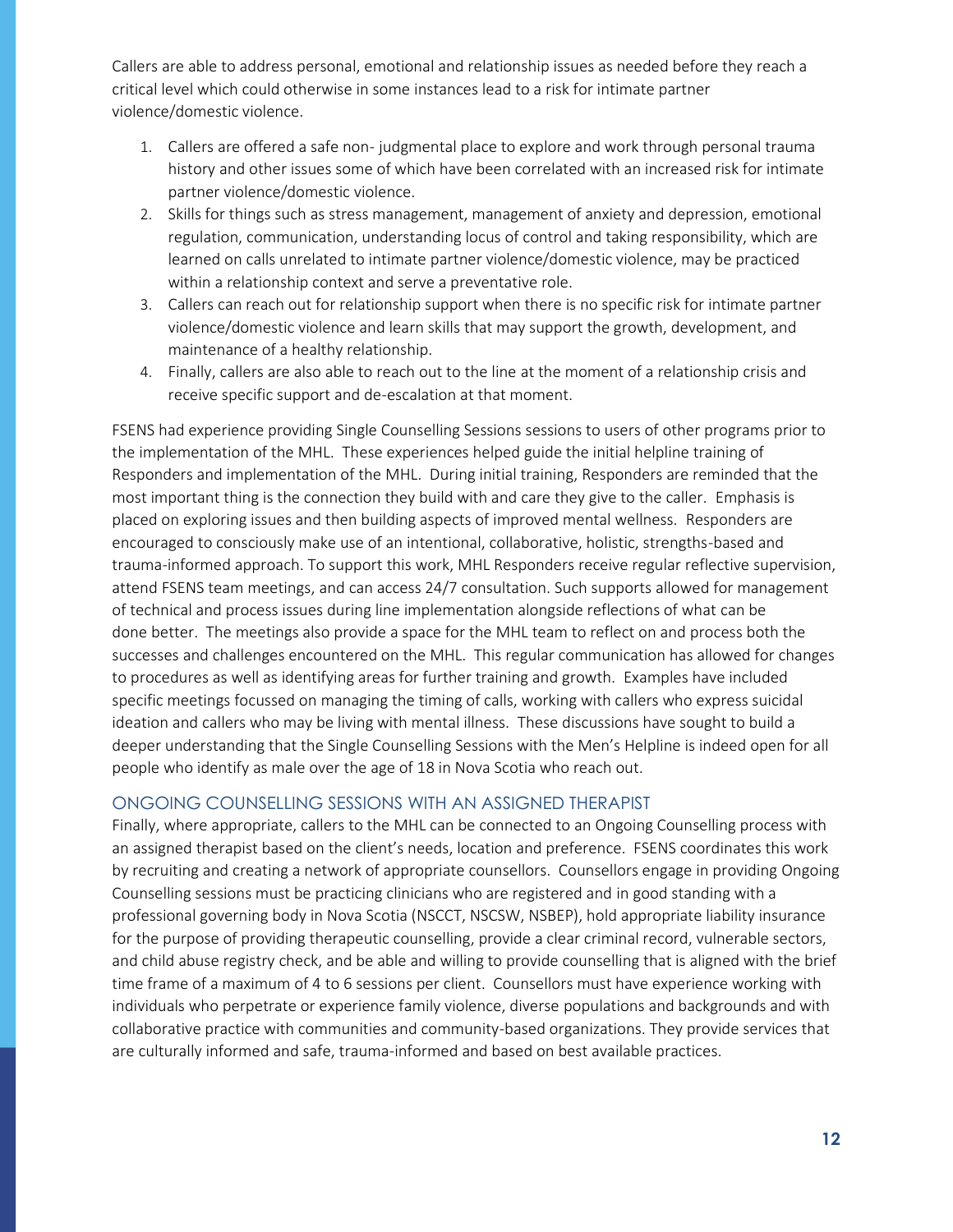Callers are able to address personal, emotional and relationship issues as needed before they reach a critical level which could otherwise in some instances lead to a risk for intimate partner violence/domestic violence.

1. Callers are offered a safe non- judgmental place to explore and work through personal trauma history and other issues some of which have been correlated with an increased risk for intimate partner violence/domestic violence.
2. Skills for things such as stress management, management of anxiety and depression, emotional regulation, communication, understanding locus of control and taking responsibility, which are learned on calls unrelated to intimate partner violence/domestic violence, may be practiced within a relationship context and serve a preventative role.
3. Callers can reach out for relationship support when there is no specific risk for intimate partner violence/domestic violence and learn skills that may support the growth, development, and maintenance of a healthy relationship.
4. Finally, callers are also able to reach out to the line at the moment of a relationship crisis and receive specific support and de-escalation at that moment.

FSENS had experience providing Single Counselling Sessions sessions to users of other programs prior to the implementation of the MHL. These experiences helped guide the initial helpline training of Responders and implementation of the MHL. During initial training, Responders are reminded that the most important thing is the connection they build with and care they give to the caller. Emphasis is placed on exploring issues and then building aspects of improved mental wellness. Responders are encouraged to consciously make use of an intentional, collaborative, holistic, strengths-based and trauma-informed approach. To support this work, MHL Responders receive regular reflective supervision, attend FSENS team meetings, and can access 24/7 consultation. Such supports allowed for management of technical and process issues during line implementation alongside reflections of what can be done better. The meetings also provide a space for the MHL team to reflect on and process both the successes and challenges encountered on the MHL. This regular communication has allowed for changes to procedures as well as identifying areas for further training and growth. Examples have included specific meetings focussed on managing the timing of calls, working with callers who express suicidal ideation and callers who may be living with mental illness. These discussions have sought to build a deeper understanding that the Single Counselling Sessions with the Men's Helpline is indeed open for all people who identify as male over the age of 18 in Nova Scotia who reach out.

## ONGOING COUNSELLING SESSIONS WITH AN ASSIGNED THERAPIST

Finally, where appropriate, callers to the MHL can be connected to an Ongoing Counselling process with an assigned therapist based on the client's needs, location and preference. FSENS coordinates this work by recruiting and creating a network of appropriate counsellors. Counsellors engage in providing Ongoing Counselling sessions must be practicing clinicians who are registered and in good standing with a professional governing body in Nova Scotia (NSCCT, NSCSW, NSBEP), hold appropriate liability insurance for the purpose of providing therapeutic counselling, provide a clear criminal record, vulnerable sectors, and child abuse registry check, and be able and willing to provide counselling that is aligned with the brief time frame of a maximum of 4 to 6 sessions per client. Counsellors must have experience working with individuals who perpetrate or experience family violence, diverse populations and backgrounds and with collaborative practice with communities and community-based organizations. They provide services that are culturally informed and safe, trauma-informed and based on best available practices.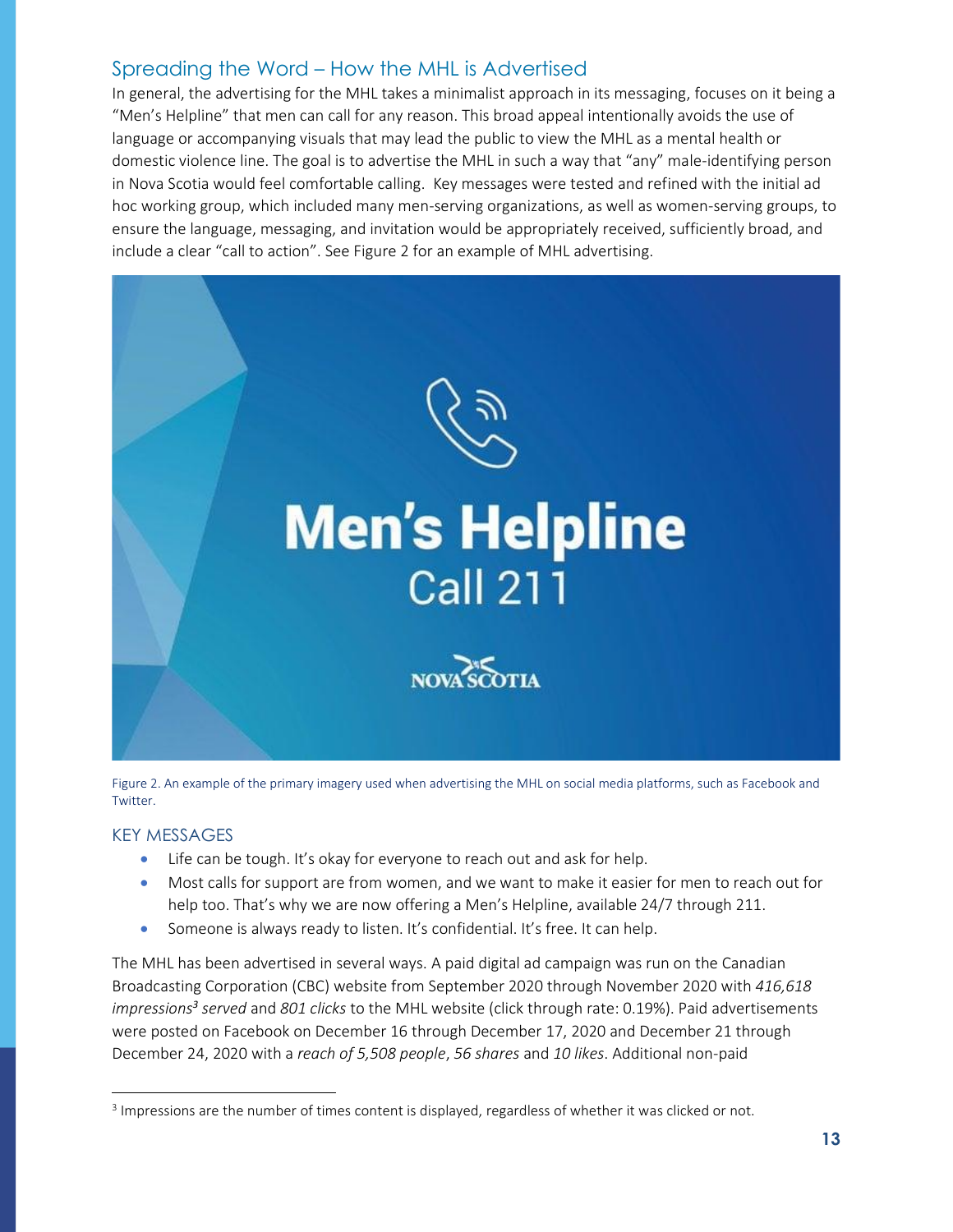## Spreading the Word – How the MHL is Advertised

In general, the advertising for the MHL takes a minimalist approach in its messaging, focuses on it being a "Men's Helpline" that men can call for any reason. This broad appeal intentionally avoids the use of language or accompanying visuals that may lead the public to view the MHL as a mental health or domestic violence line. The goal is to advertise the MHL in such a way that "any" male-identifying person in Nova Scotia would feel comfortable calling. Key messages were tested and refined with the initial ad hoc working group, which included many men-serving organizations, as well as women-serving groups, to ensure the language, messaging, and invitation would be appropriately received, sufficiently broad, and include a clear "call to action". See Figure 2 for an example of MHL advertising.

Figure 2. An example of the primary imagery used when advertising the MHL on social media platforms, such as Facebook and Twitter.

### KEY MESSAGES

- Life can be tough. It's okay for everyone to reach out and ask for help.
- Most calls for support are from women, and we want to make it easier for men to reach out for help too. That's why we are now offering a Men's Helpline, available 24/7 through 211.
- Someone is always ready to listen. It's confidential. It's free. It can help.

The MHL has been advertised in several ways. A paid digital ad campaign was run on the Canadian Broadcasting Corporation (CBC) website from September 2020 through November 2020 with *416,618 impressions[3] served* and *801 clicks* to the MHL website (click through rate: 0.19%). Paid advertisements were posted on Facebook on December 16 through December 17, 2020 and December 21 through December 24, 2020 with a *reach of 5,508 people*, *56 shares* and *10 likes*. Additional non-paid

[3] Impressions are the number of times content is displayed, regardless of whether it was clicked or not.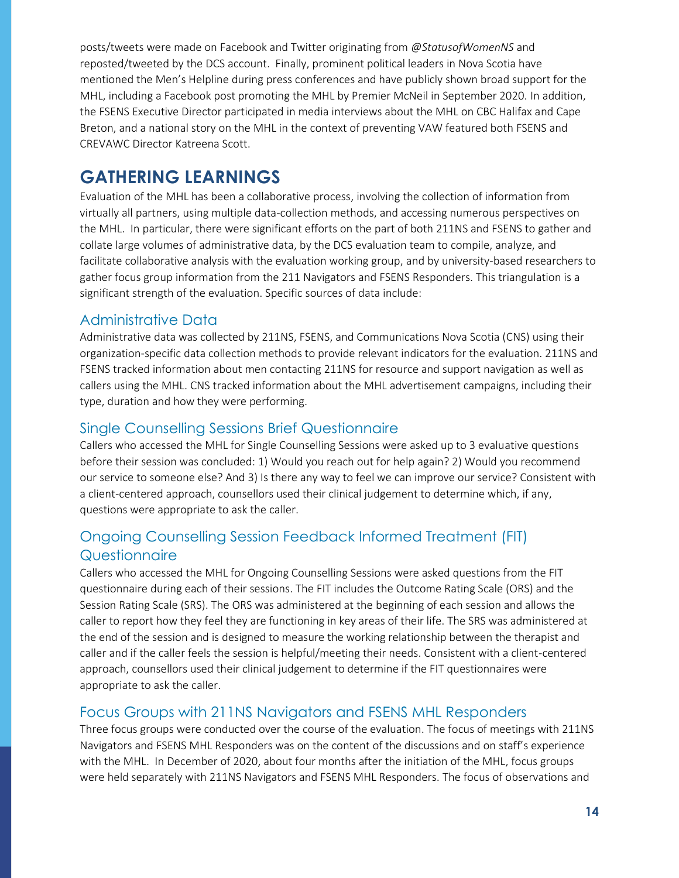posts/tweets were made on Facebook and Twitter originating from *@StatusofWomenNS* and reposted/tweeted by the DCS account. Finally, prominent political leaders in Nova Scotia have mentioned the Men's Helpline during press conferences and have publicly shown broad support for the MHL, including a Facebook post promoting the MHL by Premier McNeil in September 2020. In addition, the FSENS Executive Director participated in media interviews about the MHL on CBC Halifax and Cape Breton, and a national story on the MHL in the context of preventing VAW featured both FSENS and CREVAWC Director Katreena Scott.

# GATHERING LEARNINGS

Evaluation of the MHL has been a collaborative process, involving the collection of information from virtually all partners, using multiple data-collection methods, and accessing numerous perspectives on the MHL. In particular, there were significant efforts on the part of both 211NS and FSENS to gather and collate large volumes of administrative data, by the DCS evaluation team to compile, analyze, and facilitate collaborative analysis with the evaluation working group, and by university-based researchers to gather focus group information from the 211 Navigators and FSENS Responders. This triangulation is a significant strength of the evaluation. Specific sources of data include:

## Administrative Data

Administrative data was collected by 211NS, FSENS, and Communications Nova Scotia (CNS) using their organization-specific data collection methods to provide relevant indicators for the evaluation. 211NS and FSENS tracked information about men contacting 211NS for resource and support navigation as well as callers using the MHL. CNS tracked information about the MHL advertisement campaigns, including their type, duration and how they were performing.

## Single Counselling Sessions Brief Questionnaire

Callers who accessed the MHL for Single Counselling Sessions were asked up to 3 evaluative questions before their session was concluded: 1) Would you reach out for help again? 2) Would you recommend our service to someone else? And 3) Is there any way to feel we can improve our service? Consistent with a client-centered approach, counsellors used their clinical judgement to determine which, if any, questions were appropriate to ask the caller.

## Ongoing Counselling Session Feedback Informed Treatment (FIT) Questionnaire

Callers who accessed the MHL for Ongoing Counselling Sessions were asked questions from the FIT questionnaire during each of their sessions. The FIT includes the Outcome Rating Scale (ORS) and the Session Rating Scale (SRS). The ORS was administered at the beginning of each session and allows the caller to report how they feel they are functioning in key areas of their life. The SRS was administered at the end of the session and is designed to measure the working relationship between the therapist and caller and if the caller feels the session is helpful/meeting their needs. Consistent with a client-centered approach, counsellors used their clinical judgement to determine if the FIT questionnaires were appropriate to ask the caller.

## Focus Groups with 211NS Navigators and FSENS MHL Responders

Three focus groups were conducted over the course of the evaluation. The focus of meetings with 211NS Navigators and FSENS MHL Responders was on the content of the discussions and on staff's experience with the MHL. In December of 2020, about four months after the initiation of the MHL, focus groups were held separately with 211NS Navigators and FSENS MHL Responders. The focus of observations and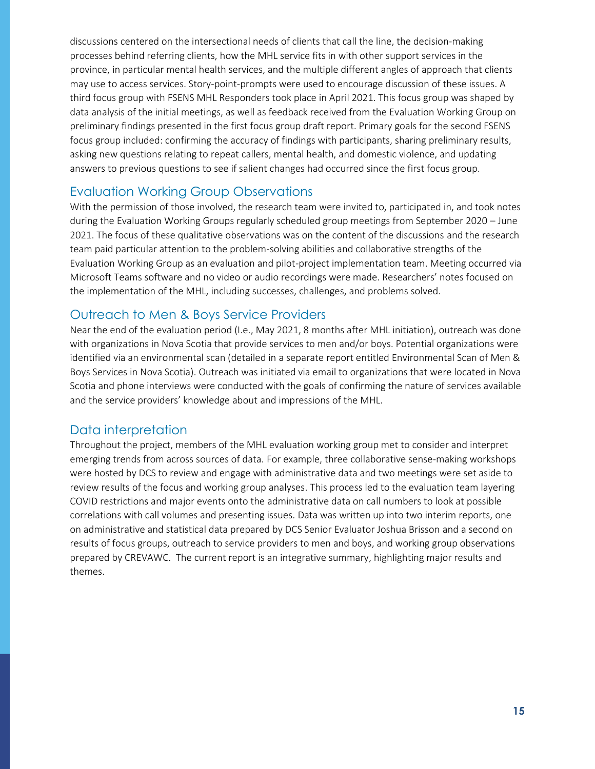discussions centered on the intersectional needs of clients that call the line, the decision-making processes behind referring clients, how the MHL service fits in with other support services in the province, in particular mental health services, and the multiple different angles of approach that clients may use to access services. Story-point-prompts were used to encourage discussion of these issues. A third focus group with FSENS MHL Responders took place in April 2021. This focus group was shaped by data analysis of the initial meetings, as well as feedback received from the Evaluation Working Group on preliminary findings presented in the first focus group draft report. Primary goals for the second FSENS focus group included: confirming the accuracy of findings with participants, sharing preliminary results, asking new questions relating to repeat callers, mental health, and domestic violence, and updating answers to previous questions to see if salient changes had occurred since the first focus group.

## Evaluation Working Group Observations

With the permission of those involved, the research team were invited to, participated in, and took notes during the Evaluation Working Groups regularly scheduled group meetings from September 2020 – June 2021. The focus of these qualitative observations was on the content of the discussions and the research team paid particular attention to the problem-solving abilities and collaborative strengths of the Evaluation Working Group as an evaluation and pilot-project implementation team. Meeting occurred via Microsoft Teams software and no video or audio recordings were made. Researchers' notes focused on the implementation of the MHL, including successes, challenges, and problems solved.

## Outreach to Men & Boys Service Providers

Near the end of the evaluation period (I.e., May 2021, 8 months after MHL initiation), outreach was done with organizations in Nova Scotia that provide services to men and/or boys. Potential organizations were identified via an environmental scan (detailed in a separate report entitled Environmental Scan of Men & Boys Services in Nova Scotia). Outreach was initiated via email to organizations that were located in Nova Scotia and phone interviews were conducted with the goals of confirming the nature of services available and the service providers' knowledge about and impressions of the MHL.

## Data interpretation

Throughout the project, members of the MHL evaluation working group met to consider and interpret emerging trends from across sources of data. For example, three collaborative sense-making workshops were hosted by DCS to review and engage with administrative data and two meetings were set aside to review results of the focus and working group analyses. This process led to the evaluation team layering COVID restrictions and major events onto the administrative data on call numbers to look at possible correlations with call volumes and presenting issues. Data was written up into two interim reports, one on administrative and statistical data prepared by DCS Senior Evaluator Joshua Brisson and a second on results of focus groups, outreach to service providers to men and boys, and working group observations prepared by CREVAWC. The current report is an integrative summary, highlighting major results and themes.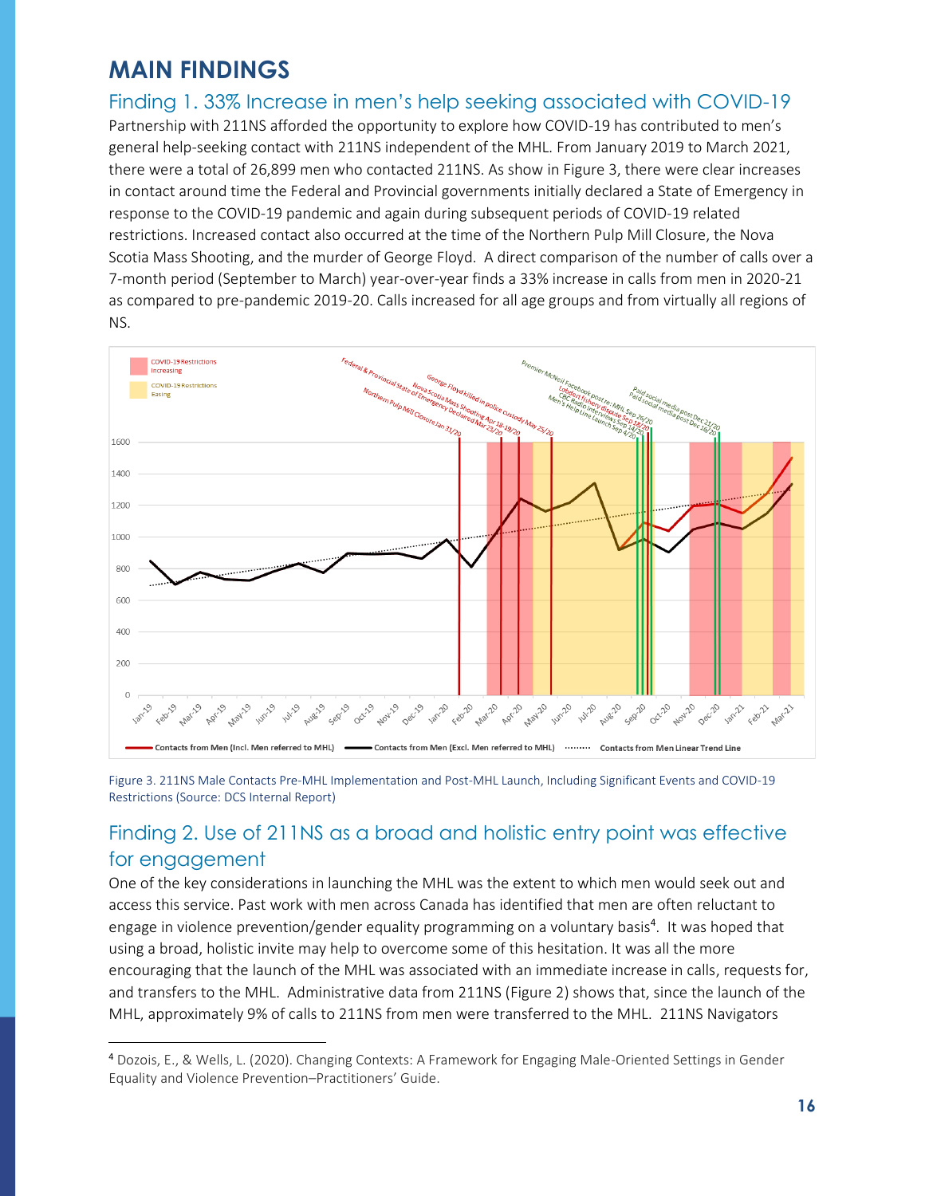# MAIN FINDINGS

## Finding 1. 33% Increase in men's help seeking associated with COVID-19

Partnership with 211NS afforded the opportunity to explore how COVID-19 has contributed to men's general help-seeking contact with 211NS independent of the MHL. From January 2019 to March 2021, there were a total of 26,899 men who contacted 211NS. As show in Figure 3, there were clear increases in contact around time the Federal and Provincial governments initially declared a State of Emergency in response to the COVID-19 pandemic and again during subsequent periods of COVID-19 related restrictions. Increased contact also occurred at the time of the Northern Pulp Mill Closure, the Nova Scotia Mass Shooting, and the murder of George Floyd. A direct comparison of the number of calls over a 7-month period (September to March) year-over-year finds a 33% increase in calls from men in 2020-21 as compared to pre-pandemic 2019-20. Calls increased for all age groups and from virtually all regions of NS.

Figure 3. 211NS Male Contacts Pre-MHL Implementation and Post-MHL Launch, Including Significant Events and COVID-19 Restrictions (Source: DCS Internal Report)

## Finding 2. Use of 211NS as a broad and holistic entry point was effective for engagement

One of the key considerations in launching the MHL was the extent to which men would seek out and access this service. Past work with men across Canada has identified that men are often reluctant to engage in violence prevention/gender equality programming on a voluntary basis[4]. It was hoped that using a broad, holistic invite may help to overcome some of this hesitation. It was all the more encouraging that the launch of the MHL was associated with an immediate increase in calls, requests for, and transfers to the MHL. Administrative data from 211NS (Figure 2) shows that, since the launch of the MHL, approximately 9% of calls to 211NS from men were transferred to the MHL. 211NS Navigators

[4] Dozois, E., & Wells, L. (2020). Changing Contexts: A Framework for Engaging Male-Oriented Settings in Gender Equality and Violence Prevention–Practitioners' Guide.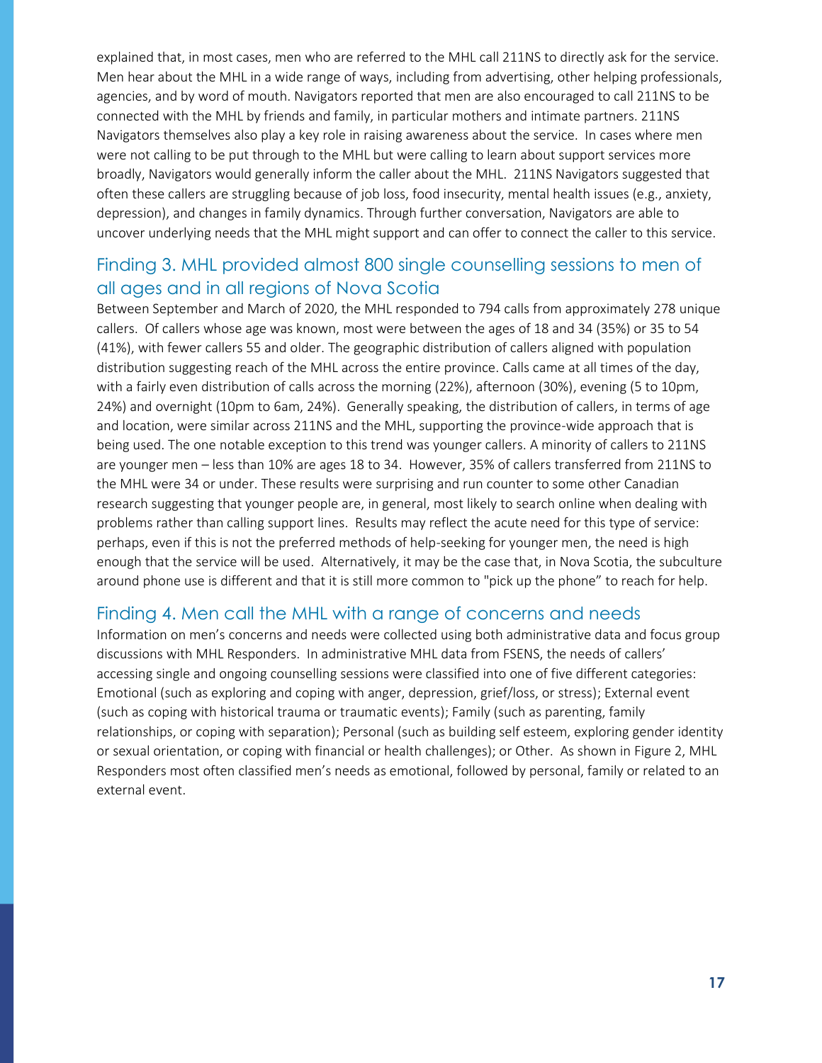explained that, in most cases, men who are referred to the MHL call 211NS to directly ask for the service. Men hear about the MHL in a wide range of ways, including from advertising, other helping professionals, agencies, and by word of mouth. Navigators reported that men are also encouraged to call 211NS to be connected with the MHL by friends and family, in particular mothers and intimate partners. 211NS Navigators themselves also play a key role in raising awareness about the service. In cases where men were not calling to be put through to the MHL but were calling to learn about support services more broadly, Navigators would generally inform the caller about the MHL. 211NS Navigators suggested that often these callers are struggling because of job loss, food insecurity, mental health issues (e.g., anxiety, depression), and changes in family dynamics. Through further conversation, Navigators are able to uncover underlying needs that the MHL might support and can offer to connect the caller to this service.

## Finding 3. MHL provided almost 800 single counselling sessions to men of all ages and in all regions of Nova Scotia

Between September and March of 2020, the MHL responded to 794 calls from approximately 278 unique callers. Of callers whose age was known, most were between the ages of 18 and 34 (35%) or 35 to 54 (41%), with fewer callers 55 and older. The geographic distribution of callers aligned with population distribution suggesting reach of the MHL across the entire province. Calls came at all times of the day, with a fairly even distribution of calls across the morning (22%), afternoon (30%), evening (5 to 10pm, 24%) and overnight (10pm to 6am, 24%). Generally speaking, the distribution of callers, in terms of age and location, were similar across 211NS and the MHL, supporting the province-wide approach that is being used. The one notable exception to this trend was younger callers. A minority of callers to 211NS are younger men – less than 10% are ages 18 to 34. However, 35% of callers transferred from 211NS to the MHL were 34 or under. These results were surprising and run counter to some other Canadian research suggesting that younger people are, in general, most likely to search online when dealing with problems rather than calling support lines. Results may reflect the acute need for this type of service: perhaps, even if this is not the preferred methods of help-seeking for younger men, the need is high enough that the service will be used. Alternatively, it may be the case that, in Nova Scotia, the subculture around phone use is different and that it is still more common to "pick up the phone" to reach for help.

## Finding 4. Men call the MHL with a range of concerns and needs

Information on men's concerns and needs were collected using both administrative data and focus group discussions with MHL Responders. In administrative MHL data from FSENS, the needs of callers' accessing single and ongoing counselling sessions were classified into one of five different categories: Emotional (such as exploring and coping with anger, depression, grief/loss, or stress); External event (such as coping with historical trauma or traumatic events); Family (such as parenting, family relationships, or coping with separation); Personal (such as building self esteem, exploring gender identity or sexual orientation, or coping with financial or health challenges); or Other. As shown in Figure 2, MHL Responders most often classified men's needs as emotional, followed by personal, family or related to an external event.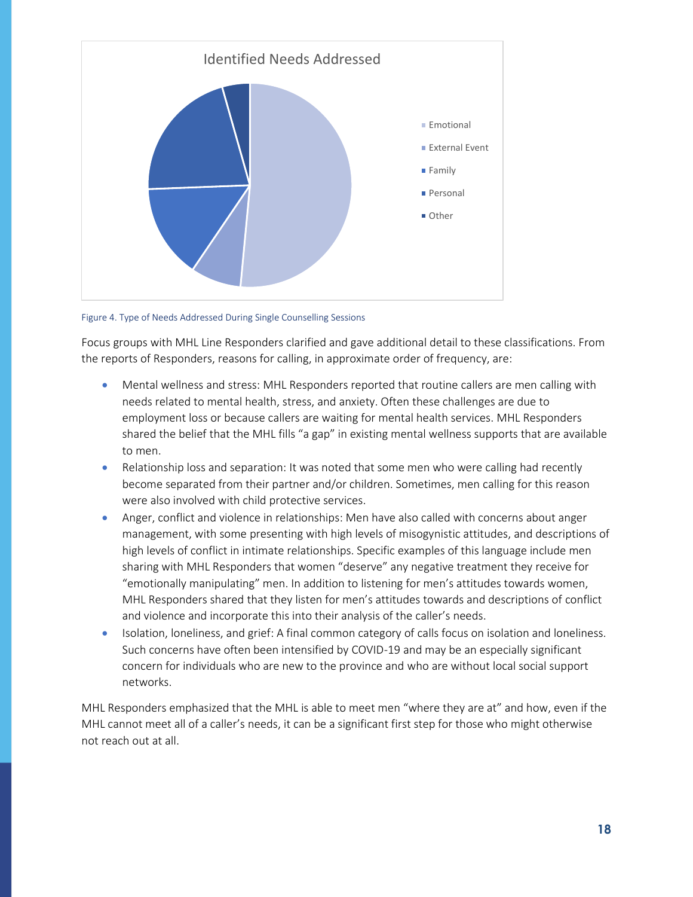Identified Needs Addressed

- Emotional
- External Event
- Family
- Personal
- Other

Figure 4. Type of Needs Addressed During Single Counselling Sessions

Focus groups with MHL Line Responders clarified and gave additional detail to these classifications. From the reports of Responders, reasons for calling, in approximate order of frequency, are:

- Mental wellness and stress: MHL Responders reported that routine callers are men calling with needs related to mental health, stress, and anxiety. Often these challenges are due to employment loss or because callers are waiting for mental health services. MHL Responders shared the belief that the MHL fills "a gap" in existing mental wellness supports that are available to men.
- Relationship loss and separation: It was noted that some men who were calling had recently become separated from their partner and/or children. Sometimes, men calling for this reason were also involved with child protective services.
- Anger, conflict and violence in relationships: Men have also called with concerns about anger management, with some presenting with high levels of misogynistic attitudes, and descriptions of high levels of conflict in intimate relationships. Specific examples of this language include men sharing with MHL Responders that women "deserve" any negative treatment they receive for "emotionally manipulating" men. In addition to listening for men's attitudes towards women, MHL Responders shared that they listen for men's attitudes towards and descriptions of conflict and violence and incorporate this into their analysis of the caller's needs.
- Isolation, loneliness, and grief: A final common category of calls focus on isolation and loneliness. Such concerns have often been intensified by COVID-19 and may be an especially significant concern for individuals who are new to the province and who are without local social support networks.

MHL Responders emphasized that the MHL is able to meet men "where they are at" and how, even if the MHL cannot meet all of a caller's needs, it can be a significant first step for those who might otherwise not reach out at all.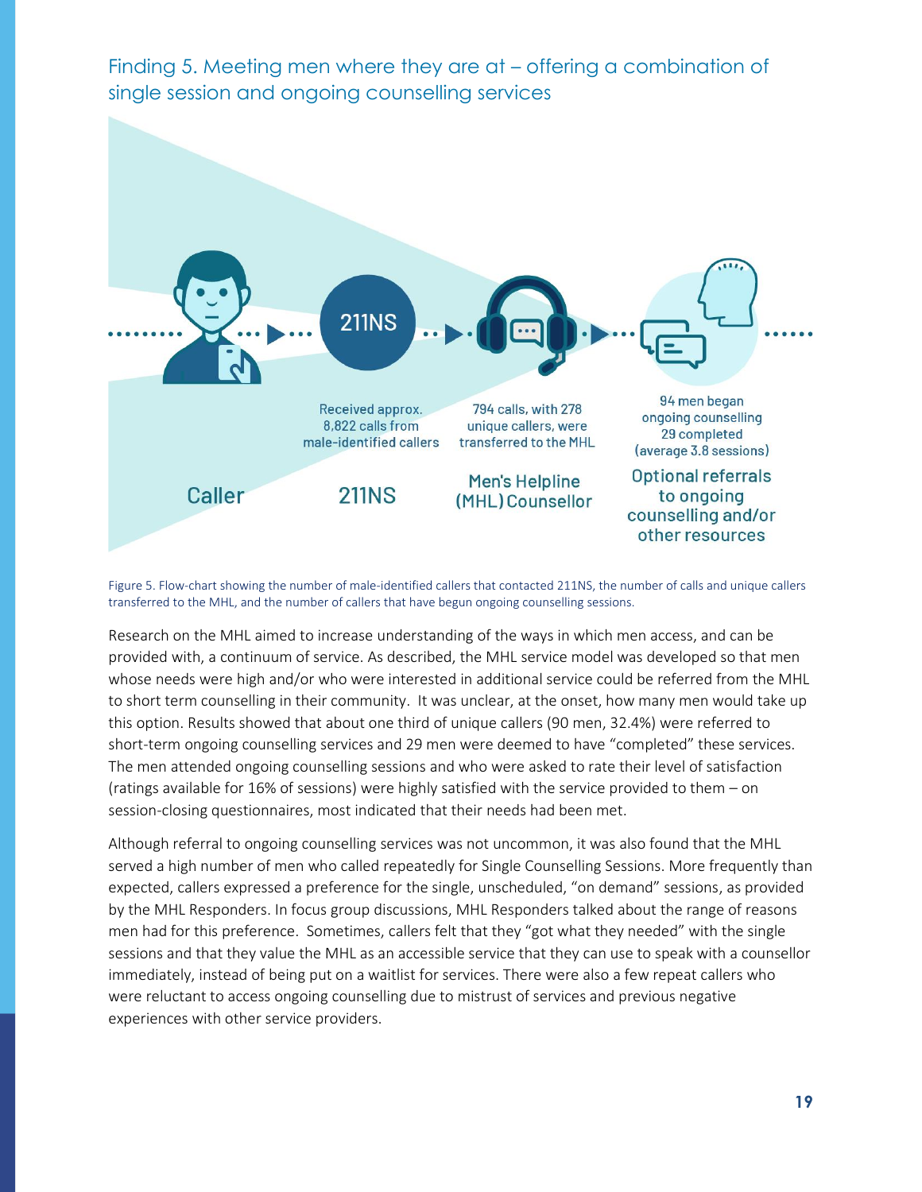## Finding 5. Meeting men where they are at – offering a combination of single session and ongoing counselling services

Caller

211NS

Received approx. 8,822 calls from male-identified callers

Men's Helpline (MHL) Counsellor

794 calls, with 278 unique callers, were transferred to the MHL

Optional referrals to ongoing counselling and/or other resources

94 men began ongoing counselling 29 completed (average 3.8 sessions)

Figure 5. Flow-chart showing the number of male-identified callers that contacted 211NS, the number of calls and unique callers transferred to the MHL, and the number of callers that have begun ongoing counselling sessions.

Research on the MHL aimed to increase understanding of the ways in which men access, and can be provided with, a continuum of service. As described, the MHL service model was developed so that men whose needs were high and/or who were interested in additional service could be referred from the MHL to short term counselling in their community. It was unclear, at the onset, how many men would take up this option. Results showed that about one third of unique callers (90 men, 32.4%) were referred to short-term ongoing counselling services and 29 men were deemed to have "completed" these services. The men attended ongoing counselling sessions and who were asked to rate their level of satisfaction (ratings available for 16% of sessions) were highly satisfied with the service provided to them – on session-closing questionnaires, most indicated that their needs had been met.

Although referral to ongoing counselling services was not uncommon, it was also found that the MHL served a high number of men who called repeatedly for Single Counselling Sessions. More frequently than expected, callers expressed a preference for the single, unscheduled, "on demand" sessions, as provided by the MHL Responders. In focus group discussions, MHL Responders talked about the range of reasons men had for this preference. Sometimes, callers felt that they "got what they needed" with the single sessions and that they value the MHL as an accessible service that they can use to speak with a counsellor immediately, instead of being put on a waitlist for services. There were also a few repeat callers who were reluctant to access ongoing counselling due to mistrust of services and previous negative experiences with other service providers.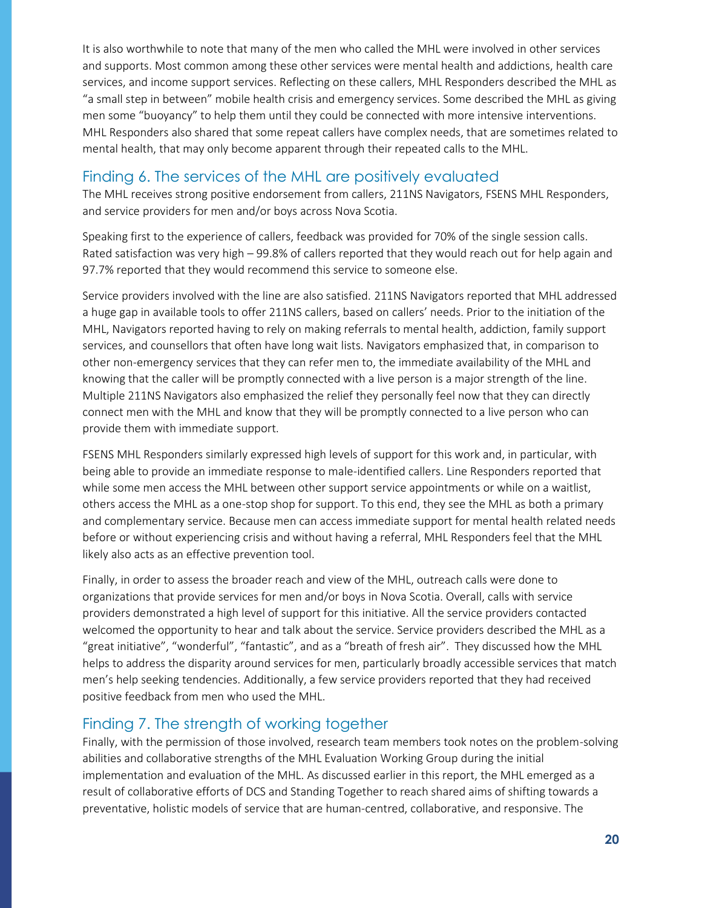It is also worthwhile to note that many of the men who called the MHL were involved in other services and supports. Most common among these other services were mental health and addictions, health care services, and income support services. Reflecting on these callers, MHL Responders described the MHL as "a small step in between" mobile health crisis and emergency services. Some described the MHL as giving men some "buoyancy" to help them until they could be connected with more intensive interventions. MHL Responders also shared that some repeat callers have complex needs, that are sometimes related to mental health, that may only become apparent through their repeated calls to the MHL.

## Finding 6. The services of the MHL are positively evaluated

The MHL receives strong positive endorsement from callers, 211NS Navigators, FSENS MHL Responders, and service providers for men and/or boys across Nova Scotia.

Speaking first to the experience of callers, feedback was provided for 70% of the single session calls. Rated satisfaction was very high – 99.8% of callers reported that they would reach out for help again and 97.7% reported that they would recommend this service to someone else.

Service providers involved with the line are also satisfied. 211NS Navigators reported that MHL addressed a huge gap in available tools to offer 211NS callers, based on callers' needs. Prior to the initiation of the MHL, Navigators reported having to rely on making referrals to mental health, addiction, family support services, and counsellors that often have long wait lists. Navigators emphasized that, in comparison to other non-emergency services that they can refer men to, the immediate availability of the MHL and knowing that the caller will be promptly connected with a live person is a major strength of the line. Multiple 211NS Navigators also emphasized the relief they personally feel now that they can directly connect men with the MHL and know that they will be promptly connected to a live person who can provide them with immediate support.

FSENS MHL Responders similarly expressed high levels of support for this work and, in particular, with being able to provide an immediate response to male-identified callers. Line Responders reported that while some men access the MHL between other support service appointments or while on a waitlist, others access the MHL as a one-stop shop for support. To this end, they see the MHL as both a primary and complementary service. Because men can access immediate support for mental health related needs before or without experiencing crisis and without having a referral, MHL Responders feel that the MHL likely also acts as an effective prevention tool.

Finally, in order to assess the broader reach and view of the MHL, outreach calls were done to organizations that provide services for men and/or boys in Nova Scotia. Overall, calls with service providers demonstrated a high level of support for this initiative. All the service providers contacted welcomed the opportunity to hear and talk about the service. Service providers described the MHL as a "great initiative", "wonderful", "fantastic", and as a "breath of fresh air". They discussed how the MHL helps to address the disparity around services for men, particularly broadly accessible services that match men's help seeking tendencies. Additionally, a few service providers reported that they had received positive feedback from men who used the MHL.

## Finding 7. The strength of working together

Finally, with the permission of those involved, research team members took notes on the problem-solving abilities and collaborative strengths of the MHL Evaluation Working Group during the initial implementation and evaluation of the MHL. As discussed earlier in this report, the MHL emerged as a result of collaborative efforts of DCS and Standing Together to reach shared aims of shifting towards a preventative, holistic models of service that are human-centred, collaborative, and responsive. The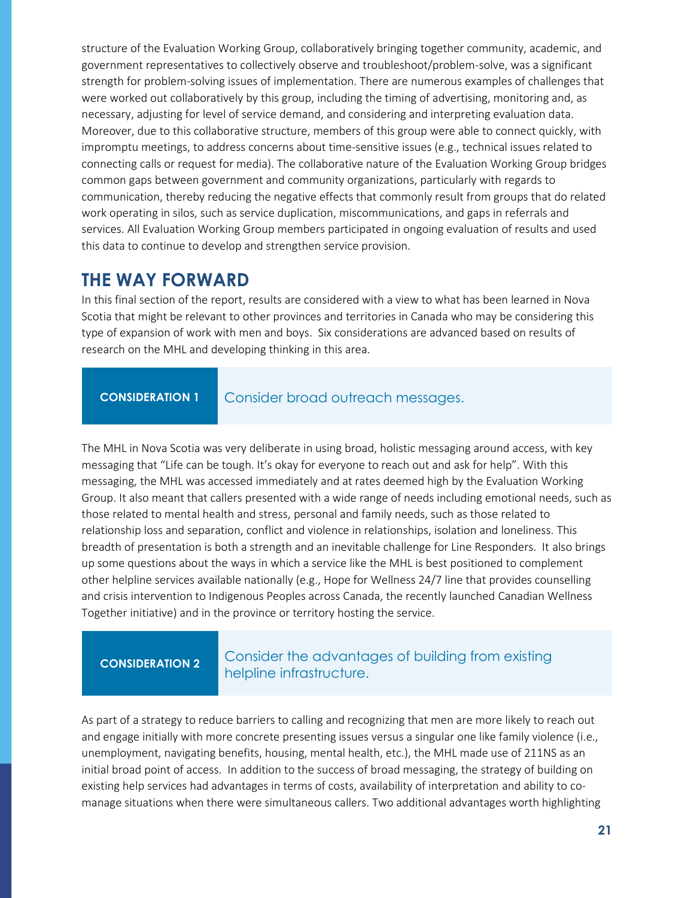structure of the Evaluation Working Group, collaboratively bringing together community, academic, and government representatives to collectively observe and troubleshoot/problem-solve, was a significant strength for problem-solving issues of implementation. There are numerous examples of challenges that were worked out collaboratively by this group, including the timing of advertising, monitoring and, as necessary, adjusting for level of service demand, and considering and interpreting evaluation data. Moreover, due to this collaborative structure, members of this group were able to connect quickly, with impromptu meetings, to address concerns about time-sensitive issues (e.g., technical issues related to connecting calls or request for media). The collaborative nature of the Evaluation Working Group bridges common gaps between government and community organizations, particularly with regards to communication, thereby reducing the negative effects that commonly result from groups that do related work operating in silos, such as service duplication, miscommunications, and gaps in referrals and services. All Evaluation Working Group members participated in ongoing evaluation of results and used this data to continue to develop and strengthen service provision.

## THE WAY FORWARD

In this final section of the report, results are considered with a view to what has been learned in Nova Scotia that might be relevant to other provinces and territories in Canada who may be considering this type of expansion of work with men and boys. Six considerations are advanced based on results of research on the MHL and developing thinking in this area.

### CONSIDERATION 1 — Consider broad outreach messages.

The MHL in Nova Scotia was very deliberate in using broad, holistic messaging around access, with key messaging that "Life can be tough. It's okay for everyone to reach out and ask for help". With this messaging, the MHL was accessed immediately and at rates deemed high by the Evaluation Working Group. It also meant that callers presented with a wide range of needs including emotional needs, such as those related to mental health and stress, personal and family needs, such as those related to relationship loss and separation, conflict and violence in relationships, isolation and loneliness. This breadth of presentation is both a strength and an inevitable challenge for Line Responders. It also brings up some questions about the ways in which a service like the MHL is best positioned to complement other helpline services available nationally (e.g., Hope for Wellness 24/7 line that provides counselling and crisis intervention to Indigenous Peoples across Canada, the recently launched Canadian Wellness Together initiative) and in the province or territory hosting the service.

### CONSIDERATION 2 — Consider the advantages of building from existing helpline infrastructure.

As part of a strategy to reduce barriers to calling and recognizing that men are more likely to reach out and engage initially with more concrete presenting issues versus a singular one like family violence (i.e., unemployment, navigating benefits, housing, mental health, etc.), the MHL made use of 211NS as an initial broad point of access. In addition to the success of broad messaging, the strategy of building on existing help services had advantages in terms of costs, availability of interpretation and ability to co-manage situations when there were simultaneous callers. Two additional advantages worth highlighting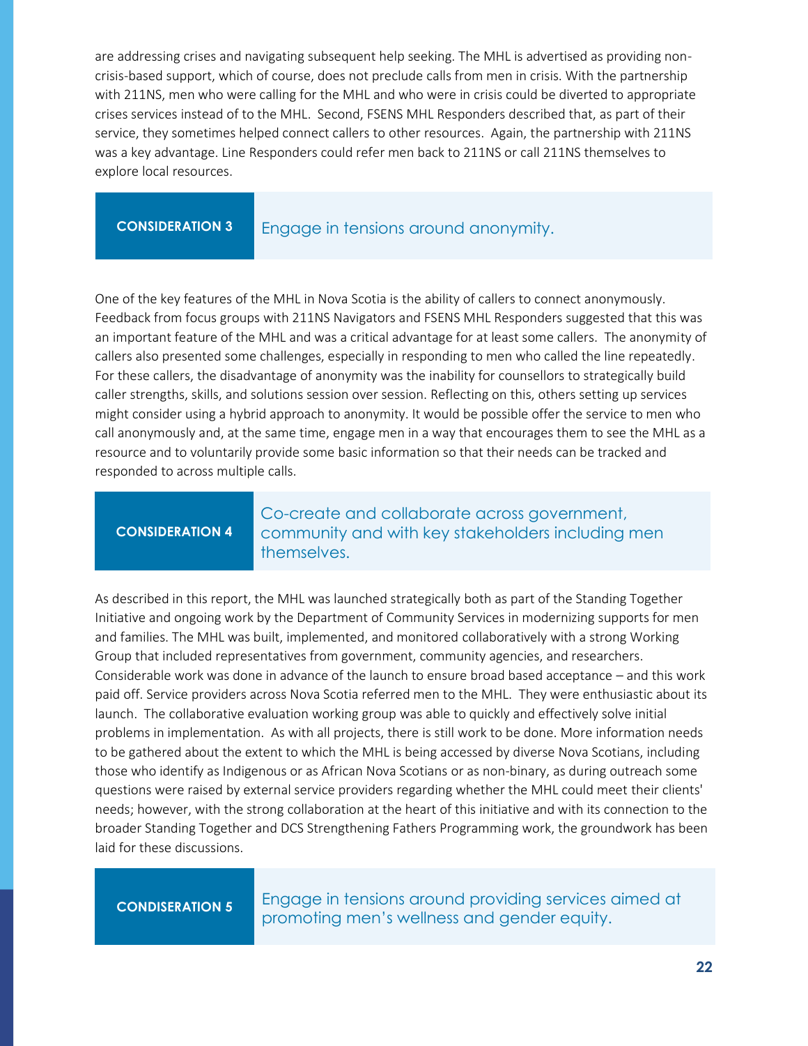are addressing crises and navigating subsequent help seeking. The MHL is advertised as providing non-crisis-based support, which of course, does not preclude calls from men in crisis. With the partnership with 211NS, men who were calling for the MHL and who were in crisis could be diverted to appropriate crises services instead of to the MHL. Second, FSENS MHL Responders described that, as part of their service, they sometimes helped connect callers to other resources. Again, the partnership with 211NS was a key advantage. Line Responders could refer men back to 211NS or call 211NS themselves to explore local resources.

### CONSIDERATION 3 — Engage in tensions around anonymity.

One of the key features of the MHL in Nova Scotia is the ability of callers to connect anonymously. Feedback from focus groups with 211NS Navigators and FSENS MHL Responders suggested that this was an important feature of the MHL and was a critical advantage for at least some callers. The anonymity of callers also presented some challenges, especially in responding to men who called the line repeatedly. For these callers, the disadvantage of anonymity was the inability for counsellors to strategically build caller strengths, skills, and solutions session over session. Reflecting on this, others setting up services might consider using a hybrid approach to anonymity. It would be possible offer the service to men who call anonymously and, at the same time, engage men in a way that encourages them to see the MHL as a resource and to voluntarily provide some basic information so that their needs can be tracked and responded to across multiple calls.

### CONSIDERATION 4 — Co-create and collaborate across government, community and with key stakeholders including men themselves.

As described in this report, the MHL was launched strategically both as part of the Standing Together Initiative and ongoing work by the Department of Community Services in modernizing supports for men and families. The MHL was built, implemented, and monitored collaboratively with a strong Working Group that included representatives from government, community agencies, and researchers. Considerable work was done in advance of the launch to ensure broad based acceptance – and this work paid off. Service providers across Nova Scotia referred men to the MHL. They were enthusiastic about its launch. The collaborative evaluation working group was able to quickly and effectively solve initial problems in implementation. As with all projects, there is still work to be done. More information needs to be gathered about the extent to which the MHL is being accessed by diverse Nova Scotians, including those who identify as Indigenous or as African Nova Scotians or as non-binary, as during outreach some questions were raised by external service providers regarding whether the MHL could meet their clients' needs; however, with the strong collaboration at the heart of this initiative and with its connection to the broader Standing Together and DCS Strengthening Fathers Programming work, the groundwork has been laid for these discussions.

### CONDISERATION 5 — Engage in tensions around providing services aimed at promoting men's wellness and gender equity.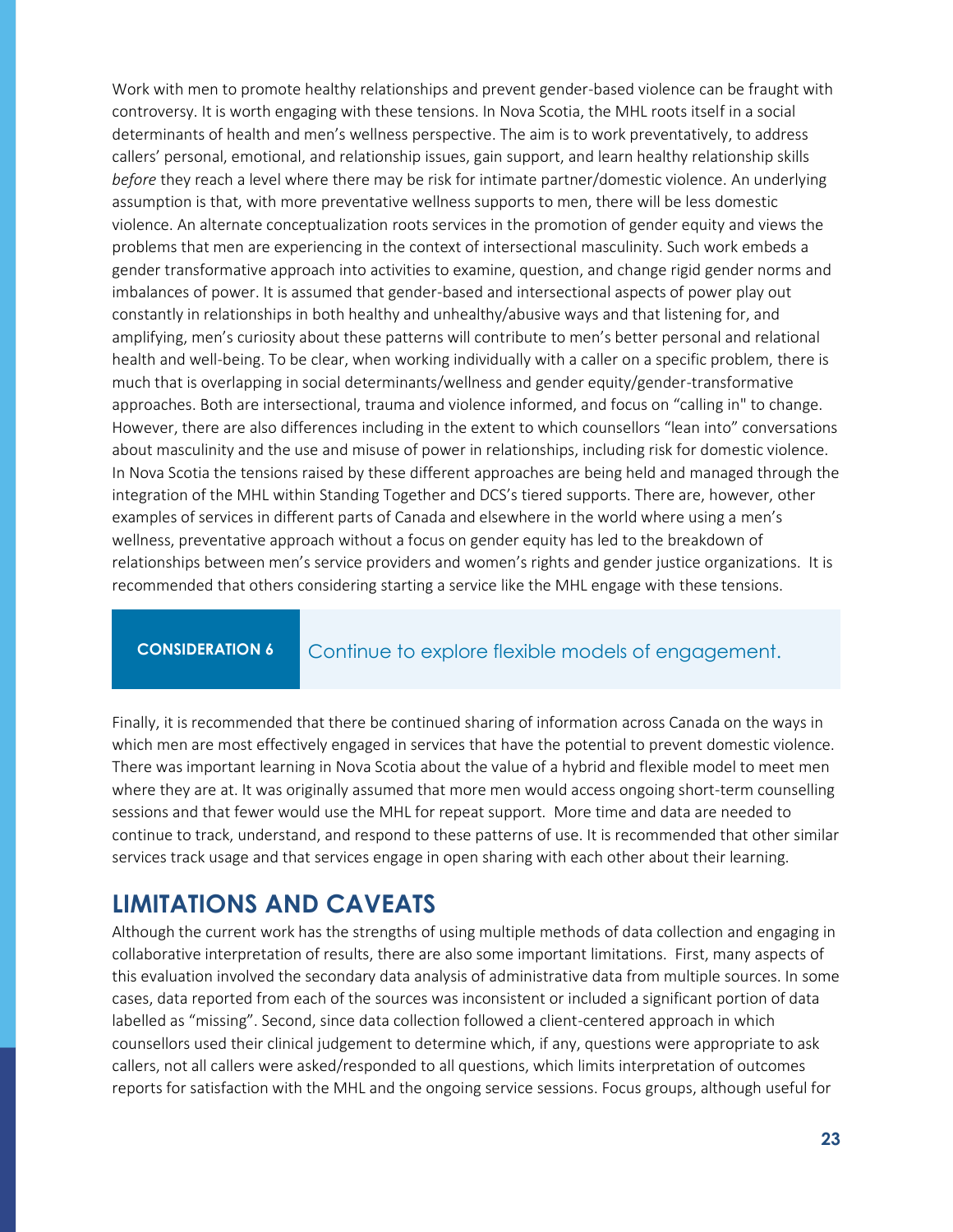Work with men to promote healthy relationships and prevent gender-based violence can be fraught with controversy. It is worth engaging with these tensions. In Nova Scotia, the MHL roots itself in a social determinants of health and men's wellness perspective. The aim is to work preventatively, to address callers' personal, emotional, and relationship issues, gain support, and learn healthy relationship skills *before* they reach a level where there may be risk for intimate partner/domestic violence. An underlying assumption is that, with more preventative wellness supports to men, there will be less domestic violence. An alternate conceptualization roots services in the promotion of gender equity and views the problems that men are experiencing in the context of intersectional masculinity. Such work embeds a gender transformative approach into activities to examine, question, and change rigid gender norms and imbalances of power. It is assumed that gender-based and intersectional aspects of power play out constantly in relationships in both healthy and unhealthy/abusive ways and that listening for, and amplifying, men's curiosity about these patterns will contribute to men's better personal and relational health and well-being. To be clear, when working individually with a caller on a specific problem, there is much that is overlapping in social determinants/wellness and gender equity/gender-transformative approaches. Both are intersectional, trauma and violence informed, and focus on "calling in" to change. However, there are also differences including in the extent to which counsellors "lean into" conversations about masculinity and the use and misuse of power in relationships, including risk for domestic violence. In Nova Scotia the tensions raised by these different approaches are being held and managed through the integration of the MHL within Standing Together and DCS's tiered supports. There are, however, other examples of services in different parts of Canada and elsewhere in the world where using a men's wellness, preventative approach without a focus on gender equity has led to the breakdown of relationships between men's service providers and women's rights and gender justice organizations. It is recommended that others considering starting a service like the MHL engage with these tensions.

**CONSIDERATION 6** Continue to explore flexible models of engagement.

Finally, it is recommended that there be continued sharing of information across Canada on the ways in which men are most effectively engaged in services that have the potential to prevent domestic violence. There was important learning in Nova Scotia about the value of a hybrid and flexible model to meet men where they are at. It was originally assumed that more men would access ongoing short-term counselling sessions and that fewer would use the MHL for repeat support. More time and data are needed to continue to track, understand, and respond to these patterns of use. It is recommended that other similar services track usage and that services engage in open sharing with each other about their learning.

## LIMITATIONS AND CAVEATS

Although the current work has the strengths of using multiple methods of data collection and engaging in collaborative interpretation of results, there are also some important limitations. First, many aspects of this evaluation involved the secondary data analysis of administrative data from multiple sources. In some cases, data reported from each of the sources was inconsistent or included a significant portion of data labelled as "missing". Second, since data collection followed a client-centered approach in which counsellors used their clinical judgement to determine which, if any, questions were appropriate to ask callers, not all callers were asked/responded to all questions, which limits interpretation of outcomes reports for satisfaction with the MHL and the ongoing service sessions. Focus groups, although useful for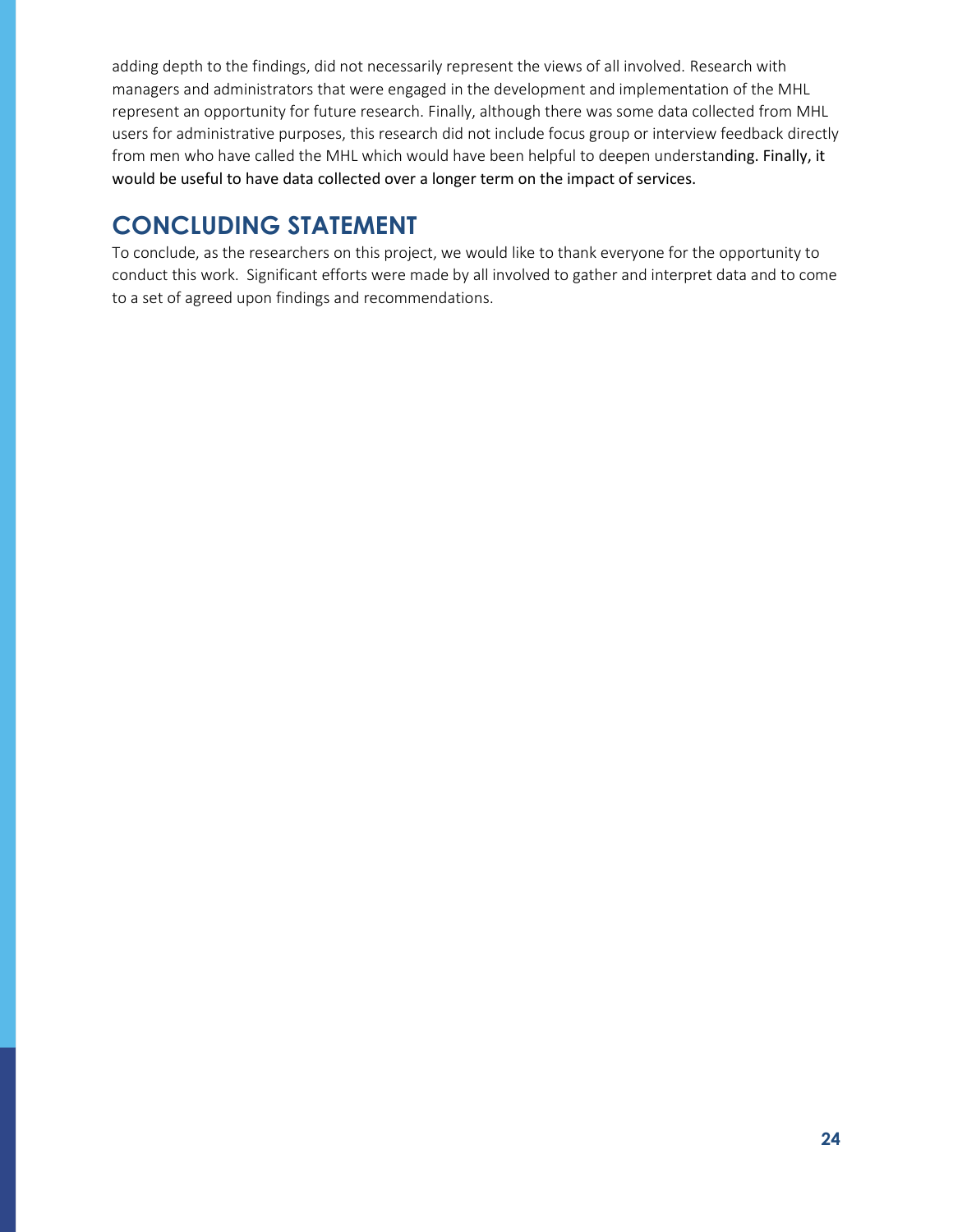adding depth to the findings, did not necessarily represent the views of all involved. Research with managers and administrators that were engaged in the development and implementation of the MHL represent an opportunity for future research. Finally, although there was some data collected from MHL users for administrative purposes, this research did not include focus group or interview feedback directly from men who have called the MHL which would have been helpful to deepen understanding. Finally, it would be useful to have data collected over a longer term on the impact of services.

## CONCLUDING STATEMENT

To conclude, as the researchers on this project, we would like to thank everyone for the opportunity to conduct this work. Significant efforts were made by all involved to gather and interpret data and to come to a set of agreed upon findings and recommendations.